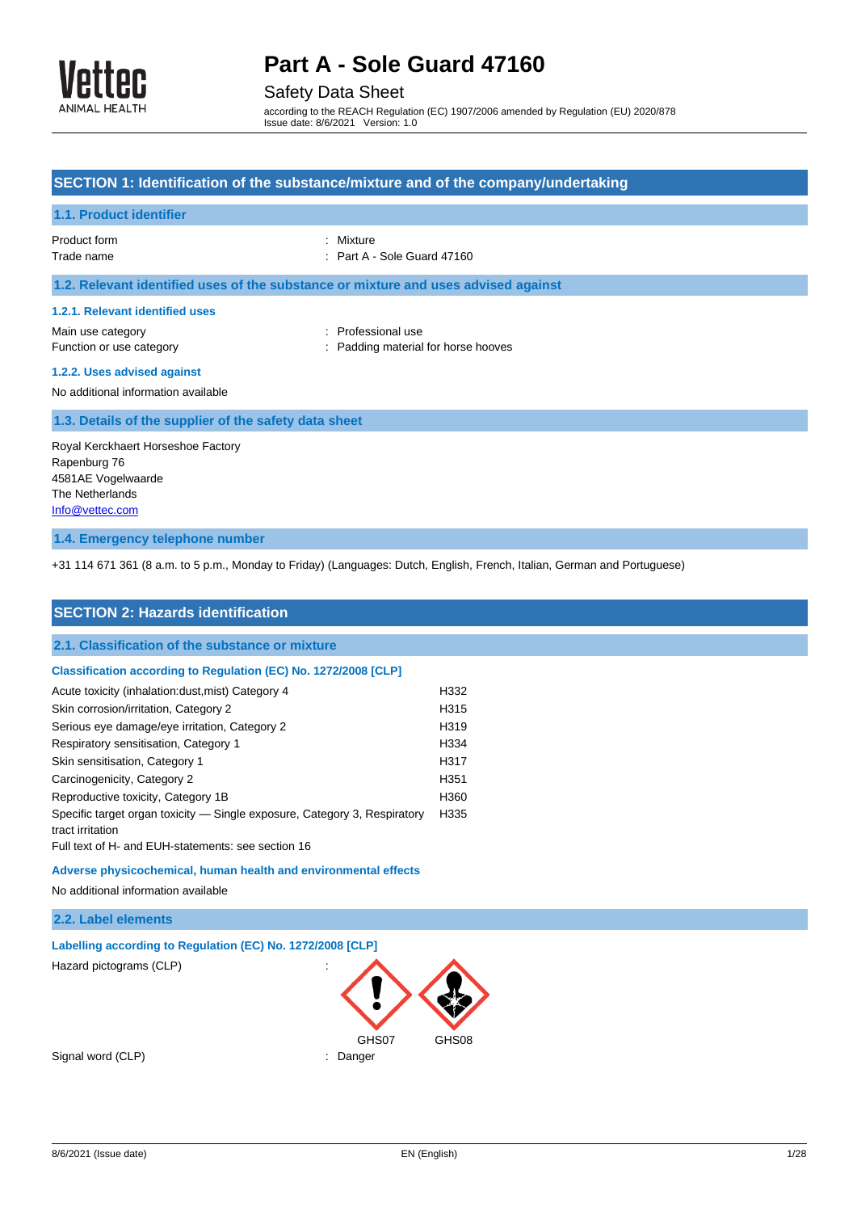# Part A - Sole Guard 47160

Safety Data Sheet

according to the REACH Regulation (EC) 1907/2006 amended by Regulation (EU) 2020/878
Issue date: 8/6/2021 Version: 1.0

## SECTION 1: Identification of the substance/mixture and of the company/undertaking

### 1.1. Product identifier

Product form : Mixture
Trade name : Part A - Sole Guard 47160

### 1.2. Relevant identified uses of the substance or mixture and uses advised against

#### 1.2.1. Relevant identified uses

Main use category : Professional use
Function or use category : Padding material for horse hooves

#### 1.2.2. Uses advised against

No additional information available

### 1.3. Details of the supplier of the safety data sheet

Royal Kerckhaert Horseshoe Factory
Rapenburg 76
4581AE Vogelwaarde
The Netherlands
Info@vettec.com

### 1.4. Emergency telephone number

+31 114 671 361 (8 a.m. to 5 p.m., Monday to Friday) (Languages: Dutch, English, French, Italian, German and Portuguese)

## SECTION 2: Hazards identification

### 2.1. Classification of the substance or mixture

#### Classification according to Regulation (EC) No. 1272/2008 [CLP]

| | |
|---|---|
| Acute toxicity (inhalation:dust,mist) Category 4 | H332 |
| Skin corrosion/irritation, Category 2 | H315 |
| Serious eye damage/eye irritation, Category 2 | H319 |
| Respiratory sensitisation, Category 1 | H334 |
| Skin sensitisation, Category 1 | H317 |
| Carcinogenicity, Category 2 | H351 |
| Reproductive toxicity, Category 1B | H360 |
| Specific target organ toxicity — Single exposure, Category 3, Respiratory tract irritation | H335 |

Full text of H- and EUH-statements: see section 16

#### Adverse physicochemical, human health and environmental effects

No additional information available

### 2.2. Label elements

#### Labelling according to Regulation (EC) No. 1272/2008 [CLP]

Hazard pictograms (CLP) : GHS07 GHS08

Signal word (CLP) : Danger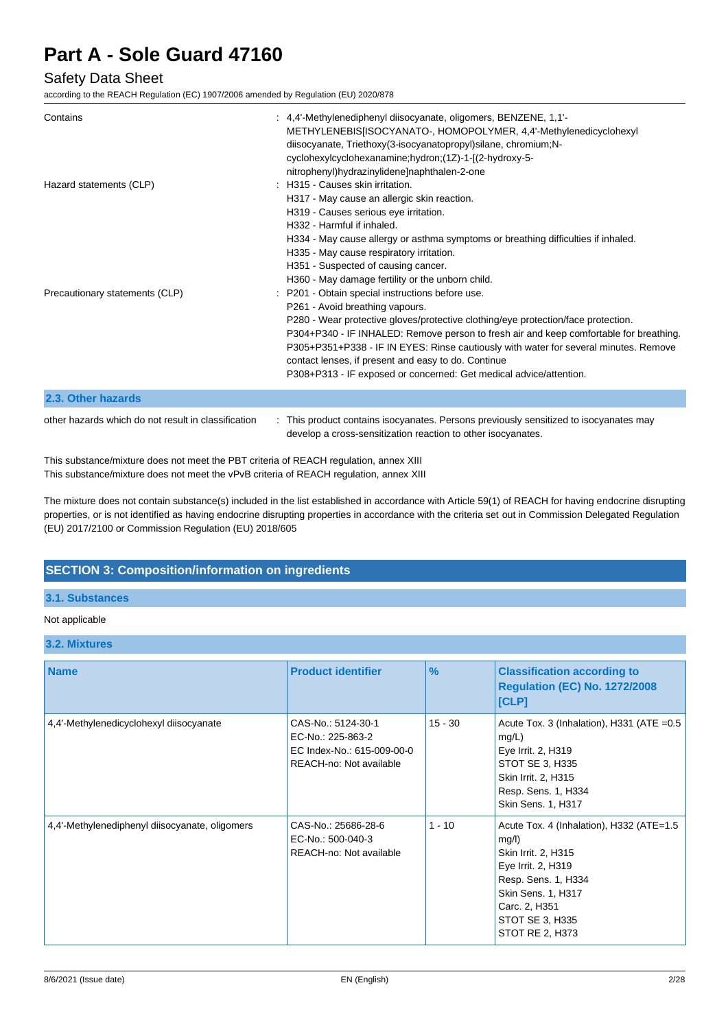| | |
|---|---|
| Contains | : 4,4'-Methylenediphenyl diisocyanate, oligomers, BENZENE, 1,1'-METHYLENEBIS[ISOCYANATO-, HOMOPOLYMER, 4,4'-Methylenedicyclohexyl diisocyanate, Triethoxy(3-isocyanatopropyl)silane, chromium;N-cyclohexylcyclohexanamine;hydron;(1Z)-1-[(2-hydroxy-5-nitrophenyl)hydrazinylidene]naphthalen-2-one |
| Hazard statements (CLP) | : H315 - Causes skin irritation.<br>H317 - May cause an allergic skin reaction.<br>H319 - Causes serious eye irritation.<br>H332 - Harmful if inhaled.<br>H334 - May cause allergy or asthma symptoms or breathing difficulties if inhaled.<br>H335 - May cause respiratory irritation.<br>H351 - Suspected of causing cancer.<br>H360 - May damage fertility or the unborn child. |
| Precautionary statements (CLP) | : P201 - Obtain special instructions before use.<br>P261 - Avoid breathing vapours.<br>P280 - Wear protective gloves/protective clothing/eye protection/face protection.<br>P304+P340 - IF INHALED: Remove person to fresh air and keep comfortable for breathing.<br>P305+P351+P338 - IF IN EYES: Rinse cautiously with water for several minutes. Remove contact lenses, if present and easy to do. Continue<br>P308+P313 - IF exposed or concerned: Get medical advice/attention. |

### 2.3. Other hazards

| | |
|---|---|
| other hazards which do not result in classification | : This product contains isocyanates. Persons previously sensitized to isocyanates may develop a cross-sensitization reaction to other isocyanates. |

This substance/mixture does not meet the PBT criteria of REACH regulation, annex XIII
This substance/mixture does not meet the vPvB criteria of REACH regulation, annex XIII

The mixture does not contain substance(s) included in the list established in accordance with Article 59(1) of REACH for having endocrine disrupting properties, or is not identified as having endocrine disrupting properties in accordance with the criteria set out in Commission Delegated Regulation (EU) 2017/2100 or Commission Regulation (EU) 2018/605

## SECTION 3: Composition/information on ingredients

### 3.1. Substances

Not applicable

### 3.2. Mixtures

| Name | Product identifier | % | Classification according to Regulation (EC) No. 1272/2008 [CLP] |
|---|---|---|---|
| 4,4'-Methylenedicyclohexyl diisocyanate | CAS-No.: 5124-30-1<br>EC-No.: 225-863-2<br>EC Index-No.: 615-009-00-0<br>REACH-no: Not available | 15 - 30 | Acute Tox. 3 (Inhalation), H331 (ATE =0.5 mg/L)<br>Eye Irrit. 2, H319<br>STOT SE 3, H335<br>Skin Irrit. 2, H315<br>Resp. Sens. 1, H334<br>Skin Sens. 1, H317 |
| 4,4'-Methylenediphenyl diisocyanate, oligomers | CAS-No.: 25686-28-6<br>EC-No.: 500-040-3<br>REACH-no: Not available | 1 - 10 | Acute Tox. 4 (Inhalation), H332 (ATE=1.5 mg/l)<br>Skin Irrit. 2, H315<br>Eye Irrit. 2, H319<br>Resp. Sens. 1, H334<br>Skin Sens. 1, H317<br>Carc. 2, H351<br>STOT SE 3, H335<br>STOT RE 2, H373 |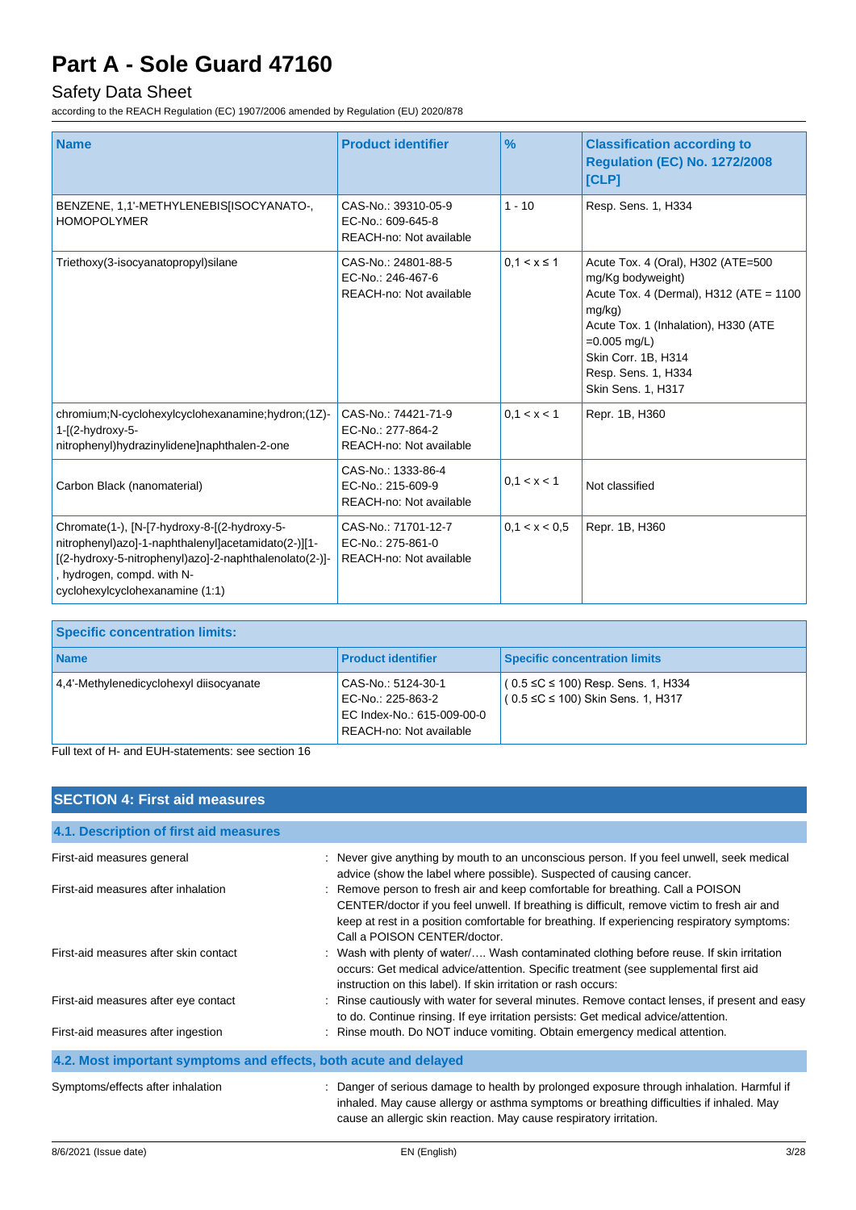| Name | Product identifier | % | Classification according to Regulation (EC) No. 1272/2008 [CLP] |
|---|---|---|---|
| BENZENE, 1,1'-METHYLENEBIS[ISOCYANATO-, HOMOPOLYMER | CAS-No.: 39310-05-9<br>EC-No.: 609-645-8<br>REACH-no: Not available | 1 - 10 | Resp. Sens. 1, H334 |
| Triethoxy(3-isocyanatopropyl)silane | CAS-No.: 24801-88-5<br>EC-No.: 246-467-6<br>REACH-no: Not available | 0,1 < x ≤ 1 | Acute Tox. 4 (Oral), H302 (ATE=500 mg/Kg bodyweight)<br>Acute Tox. 4 (Dermal), H312 (ATE = 1100 mg/kg)<br>Acute Tox. 1 (Inhalation), H330 (ATE =0.005 mg/L)<br>Skin Corr. 1B, H314<br>Resp. Sens. 1, H334<br>Skin Sens. 1, H317 |
| chromium;N-cyclohexylcyclohexanamine;hydron;(1Z)-1-[(2-hydroxy-5-nitrophenyl)hydrazinylidene]naphthalen-2-one | CAS-No.: 74421-71-9<br>EC-No.: 277-864-2<br>REACH-no: Not available | 0,1 < x < 1 | Repr. 1B, H360 |
| Carbon Black (nanomaterial) | CAS-No.: 1333-86-4<br>EC-No.: 215-609-9<br>REACH-no: Not available | 0,1 < x < 1 | Not classified |
| Chromate(1-), [N-[7-hydroxy-8-[(2-hydroxy-5-nitrophenyl)azo]-1-naphthalenyl]acetamidato(2-)][1-[(2-hydroxy-5-nitrophenyl)azo]-2-naphthalenolato(2-)]-, hydrogen, compd. with N-cyclohexylcyclohexanamine (1:1) | CAS-No.: 71701-12-7<br>EC-No.: 275-861-0<br>REACH-no: Not available | 0,1 < x < 0,5 | Repr. 1B, H360 |

| Specific concentration limits: | | |
|---|---|---|
| **Name** | **Product identifier** | **Specific concentration limits** |
| 4,4'-Methylenedicyclohexyl diisocyanate | CAS-No.: 5124-30-1<br>EC-No.: 225-863-2<br>EC Index-No.: 615-009-00-0<br>REACH-no: Not available | ( 0.5 ≤C ≤ 100) Resp. Sens. 1, H334<br>( 0.5 ≤C ≤ 100) Skin Sens. 1, H317 |

Full text of H- and EUH-statements: see section 16

## SECTION 4: First aid measures

### 4.1. Description of first aid measures

First-aid measures general : Never give anything by mouth to an unconscious person. If you feel unwell, seek medical advice (show the label where possible). Suspected of causing cancer.

First-aid measures after inhalation : Remove person to fresh air and keep comfortable for breathing. Call a POISON CENTER/doctor if you feel unwell. If breathing is difficult, remove victim to fresh air and keep at rest in a position comfortable for breathing. If experiencing respiratory symptoms: Call a POISON CENTER/doctor.

First-aid measures after skin contact : Wash with plenty of water/…. Wash contaminated clothing before reuse. If skin irritation occurs: Get medical advice/attention. Specific treatment (see supplemental first aid instruction on this label). If skin irritation or rash occurs:

First-aid measures after eye contact : Rinse cautiously with water for several minutes. Remove contact lenses, if present and easy to do. Continue rinsing. If eye irritation persists: Get medical advice/attention.

First-aid measures after ingestion : Rinse mouth. Do NOT induce vomiting. Obtain emergency medical attention.

### 4.2. Most important symptoms and effects, both acute and delayed

Symptoms/effects after inhalation : Danger of serious damage to health by prolonged exposure through inhalation. Harmful if inhaled. May cause allergy or asthma symptoms or breathing difficulties if inhaled. May cause an allergic skin reaction. May cause respiratory irritation.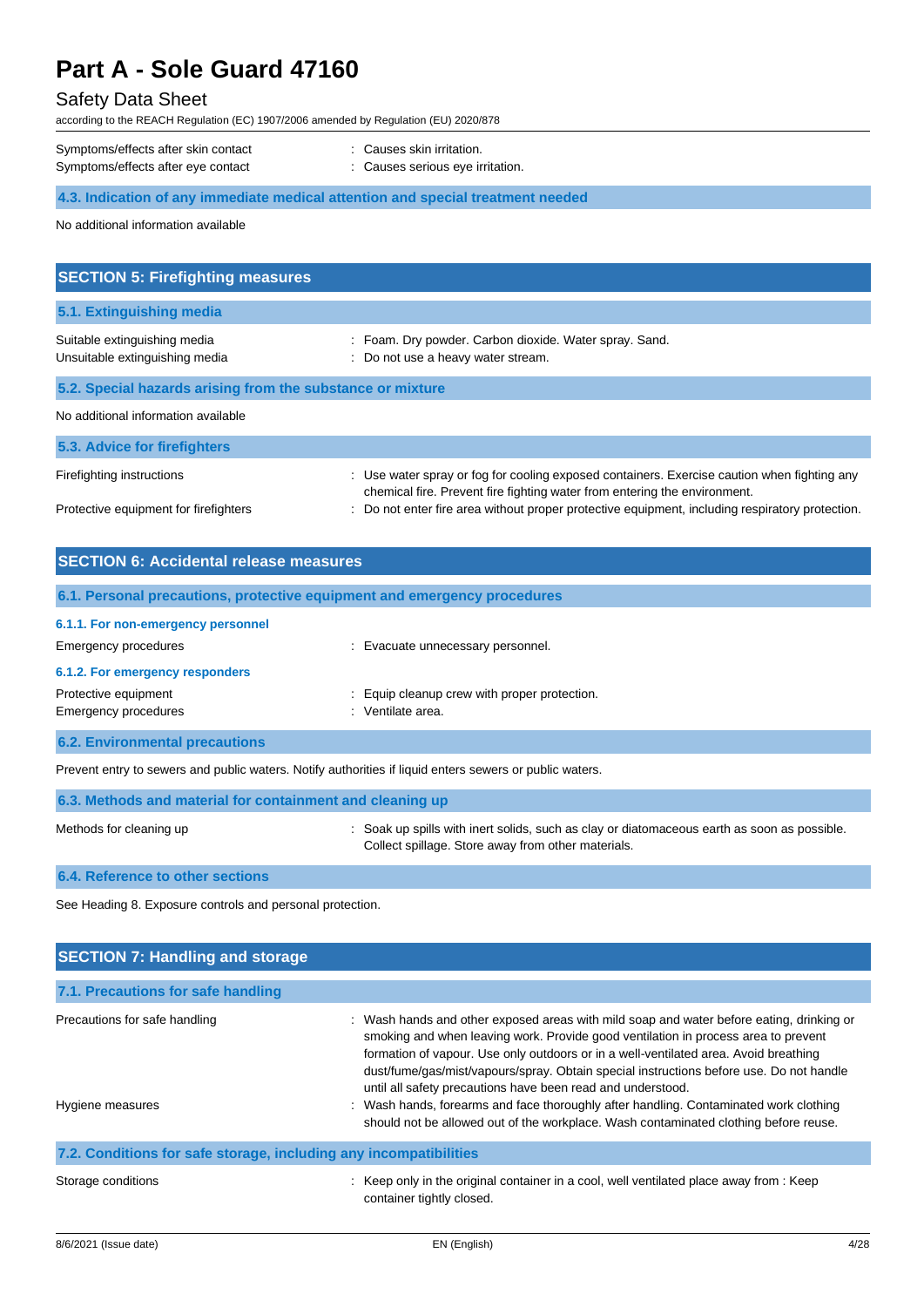Symptoms/effects after skin contact : Causes skin irritation.
Symptoms/effects after eye contact : Causes serious eye irritation.

### 4.3. Indication of any immediate medical attention and special treatment needed

No additional information available

## SECTION 5: Firefighting measures

### 5.1. Extinguishing media

Suitable extinguishing media : Foam. Dry powder. Carbon dioxide. Water spray. Sand.
Unsuitable extinguishing media : Do not use a heavy water stream.

### 5.2. Special hazards arising from the substance or mixture

No additional information available

### 5.3. Advice for firefighters

Firefighting instructions : Use water spray or fog for cooling exposed containers. Exercise caution when fighting any chemical fire. Prevent fire fighting water from entering the environment.
Protective equipment for firefighters : Do not enter fire area without proper protective equipment, including respiratory protection.

## SECTION 6: Accidental release measures

### 6.1. Personal precautions, protective equipment and emergency procedures

#### 6.1.1. For non-emergency personnel

Emergency procedures : Evacuate unnecessary personnel.

#### 6.1.2. For emergency responders

Protective equipment : Equip cleanup crew with proper protection.
Emergency procedures : Ventilate area.

### 6.2. Environmental precautions

Prevent entry to sewers and public waters. Notify authorities if liquid enters sewers or public waters.

### 6.3. Methods and material for containment and cleaning up

Methods for cleaning up : Soak up spills with inert solids, such as clay or diatomaceous earth as soon as possible. Collect spillage. Store away from other materials.

### 6.4. Reference to other sections

See Heading 8. Exposure controls and personal protection.

## SECTION 7: Handling and storage

### 7.1. Precautions for safe handling

Precautions for safe handling : Wash hands and other exposed areas with mild soap and water before eating, drinking or smoking and when leaving work. Provide good ventilation in process area to prevent formation of vapour. Use only outdoors or in a well-ventilated area. Avoid breathing dust/fume/gas/mist/vapours/spray. Obtain special instructions before use. Do not handle until all safety precautions have been read and understood.
Hygiene measures : Wash hands, forearms and face thoroughly after handling. Contaminated work clothing should not be allowed out of the workplace. Wash contaminated clothing before reuse.

### 7.2. Conditions for safe storage, including any incompatibilities

Storage conditions : Keep only in the original container in a cool, well ventilated place away from : Keep container tightly closed.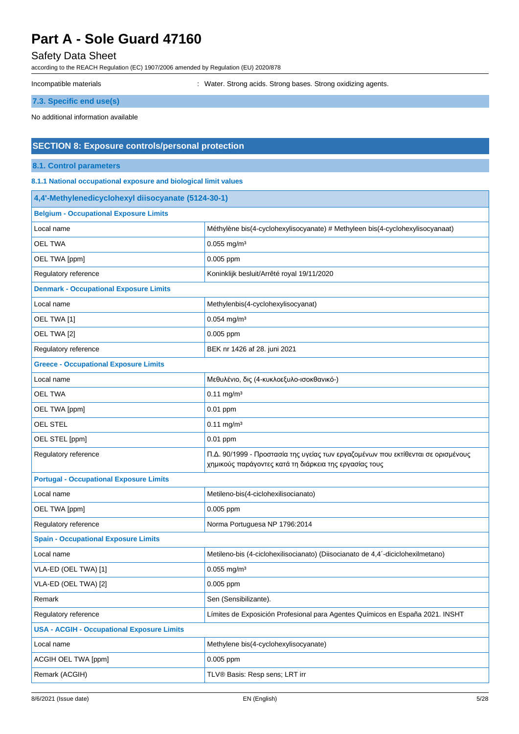| Incompatible materials | : Water. Strong acids. Strong bases. Strong oxidizing agents. |
|---|---|

### 7.3. Specific end use(s)

No additional information available

## SECTION 8: Exposure controls/personal protection

### 8.1. Control parameters

#### 8.1.1 National occupational exposure and biological limit values

| 4,4'-Methylenedicyclohexyl diisocyanate (5124-30-1) | |
|---|---|
| **Belgium - Occupational Exposure Limits** | |
| Local name | Méthylène bis(4-cyclohexylisocyanate) # Methyleen bis(4-cyclohexylisocyanaat) |
| OEL TWA | 0.055 mg/m³ |
| OEL TWA [ppm] | 0.005 ppm |
| Regulatory reference | Koninklijk besluit/Arrêté royal 19/11/2020 |
| **Denmark - Occupational Exposure Limits** | |
| Local name | Methylenbis(4-cyclohexylisocyanat) |
| OEL TWA [1] | 0.054 mg/m³ |
| OEL TWA [2] | 0.005 ppm |
| Regulatory reference | BEK nr 1426 af 28. juni 2021 |
| **Greece - Occupational Exposure Limits** | |
| Local name | Μεθυλένιο, δις (4-κυκλοεξυλο-ισοκθανικό-) |
| OEL TWA | 0.11 mg/m³ |
| OEL TWA [ppm] | 0.01 ppm |
| OEL STEL | 0.11 mg/m³ |
| OEL STEL [ppm] | 0.01 ppm |
| Regulatory reference | Π.Δ. 90/1999 - Προστασία της υγείας των εργαζομένων που εκτίθενται σε ορισμένους χημικούς παράγοντες κατά τη διάρκεια της εργασίας τους |
| **Portugal - Occupational Exposure Limits** | |
| Local name | Metileno-bis(4-ciclohexilisocianato) |
| OEL TWA [ppm] | 0.005 ppm |
| Regulatory reference | Norma Portuguesa NP 1796:2014 |
| **Spain - Occupational Exposure Limits** | |
| Local name | Metileno-bis (4-ciclohexilisocianato) (Diisocianato de 4,4´-diciclohexilmetano) |
| VLA-ED (OEL TWA) [1] | 0.055 mg/m³ |
| VLA-ED (OEL TWA) [2] | 0.005 ppm |
| Remark | Sen (Sensibilizante). |
| Regulatory reference | Límites de Exposición Profesional para Agentes Químicos en España 2021. INSHT |
| **USA - ACGIH - Occupational Exposure Limits** | |
| Local name | Methylene bis(4-cyclohexylisocyanate) |
| ACGIH OEL TWA [ppm] | 0.005 ppm |
| Remark (ACGIH) | TLV® Basis: Resp sens; LRT irr |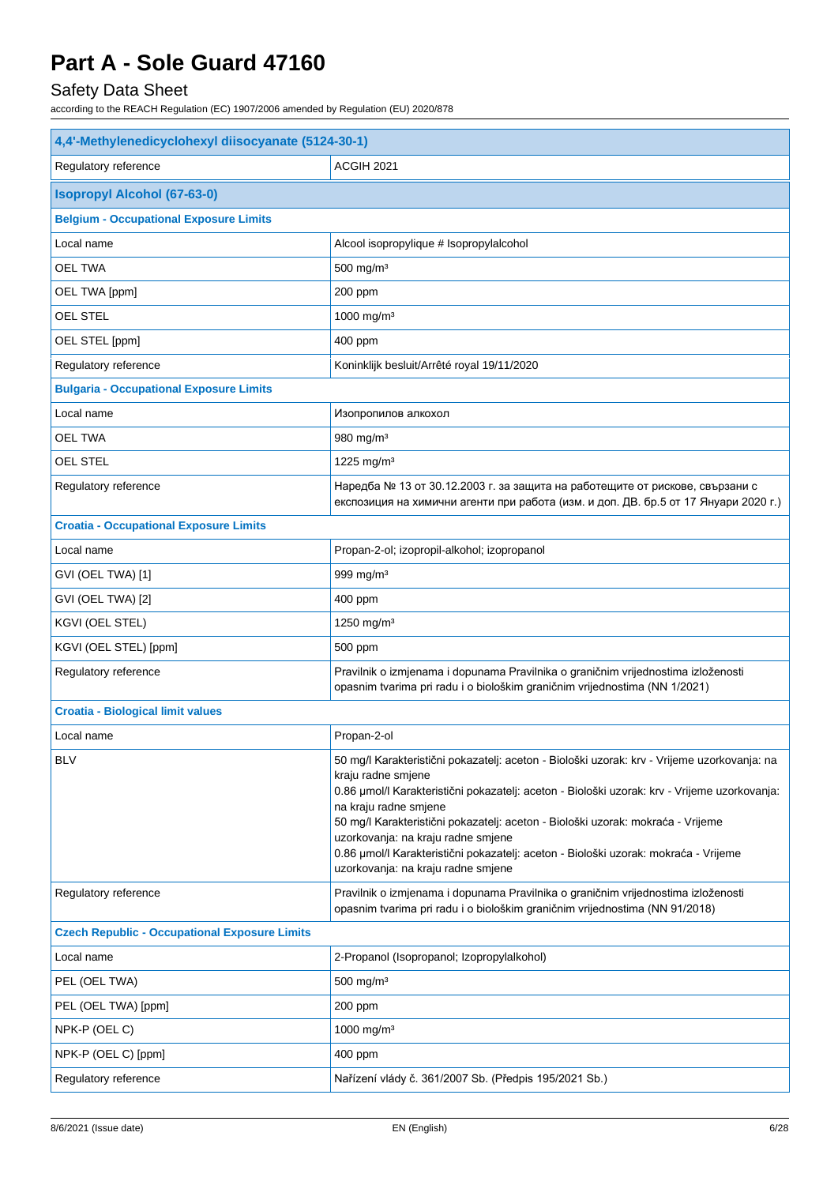# Part A - Sole Guard 47160

## Safety Data Sheet

according to the REACH Regulation (EC) 1907/2006 amended by Regulation (EU) 2020/878

| **4,4'-Methylenedicyclohexyl diisocyanate (5124-30-1)** | |
|---|---|
| Regulatory reference | ACGIH 2021 |
| **Isopropyl Alcohol (67-63-0)** | |
| **Belgium - Occupational Exposure Limits** | |
| Local name | Alcool isopropylique # Isopropylalcohol |
| OEL TWA | 500 mg/m³ |
| OEL TWA [ppm] | 200 ppm |
| OEL STEL | 1000 mg/m³ |
| OEL STEL [ppm] | 400 ppm |
| Regulatory reference | Koninklijk besluit/Arrêté royal 19/11/2020 |
| **Bulgaria - Occupational Exposure Limits** | |
| Local name | Изопропилов алкохол |
| OEL TWA | 980 mg/m³ |
| OEL STEL | 1225 mg/m³ |
| Regulatory reference | Наредба № 13 от 30.12.2003 г. за защита на работещите от рискове, свързани с експозиция на химични агенти при работа (изм. и доп. ДВ. бр.5 от 17 Януари 2020 г.) |
| **Croatia - Occupational Exposure Limits** | |
| Local name | Propan-2-ol; izopropil-alkohol; izopropanol |
| GVI (OEL TWA) [1] | 999 mg/m³ |
| GVI (OEL TWA) [2] | 400 ppm |
| KGVI (OEL STEL) | 1250 mg/m³ |
| KGVI (OEL STEL) [ppm] | 500 ppm |
| Regulatory reference | Pravilnik o izmjenama i dopunama Pravilnika o graničnim vrijednostima izloženosti opasnim tvarima pri radu i o biološkim graničnim vrijednostima (NN 1/2021) |
| **Croatia - Biological limit values** | |
| Local name | Propan-2-ol |
| BLV | 50 mg/l Karakteristični pokazatelj: aceton - Biološki uzorak: krv - Vrijeme uzorkovanja: na kraju radne smjene<br>0.86 µmol/l Karakteristični pokazatelj: aceton - Biološki uzorak: krv - Vrijeme uzorkovanja: na kraju radne smjene<br>50 mg/l Karakteristični pokazatelj: aceton - Biološki uzorak: mokraća - Vrijeme uzorkovanja: na kraju radne smjene<br>0.86 µmol/l Karakteristični pokazatelj: aceton - Biološki uzorak: mokraća - Vrijeme uzorkovanja: na kraju radne smjene |
| Regulatory reference | Pravilnik o izmjenama i dopunama Pravilnika o graničnim vrijednostima izloženosti opasnim tvarima pri radu i o biološkim graničnim vrijednostima (NN 91/2018) |
| **Czech Republic - Occupational Exposure Limits** | |
| Local name | 2-Propanol (Isopropanol; Izopropylalkohol) |
| PEL (OEL TWA) | 500 mg/m³ |
| PEL (OEL TWA) [ppm] | 200 ppm |
| NPK-P (OEL C) | 1000 mg/m³ |
| NPK-P (OEL C) [ppm] | 400 ppm |
| Regulatory reference | Nařízení vlády č. 361/2007 Sb. (Předpis 195/2021 Sb.) |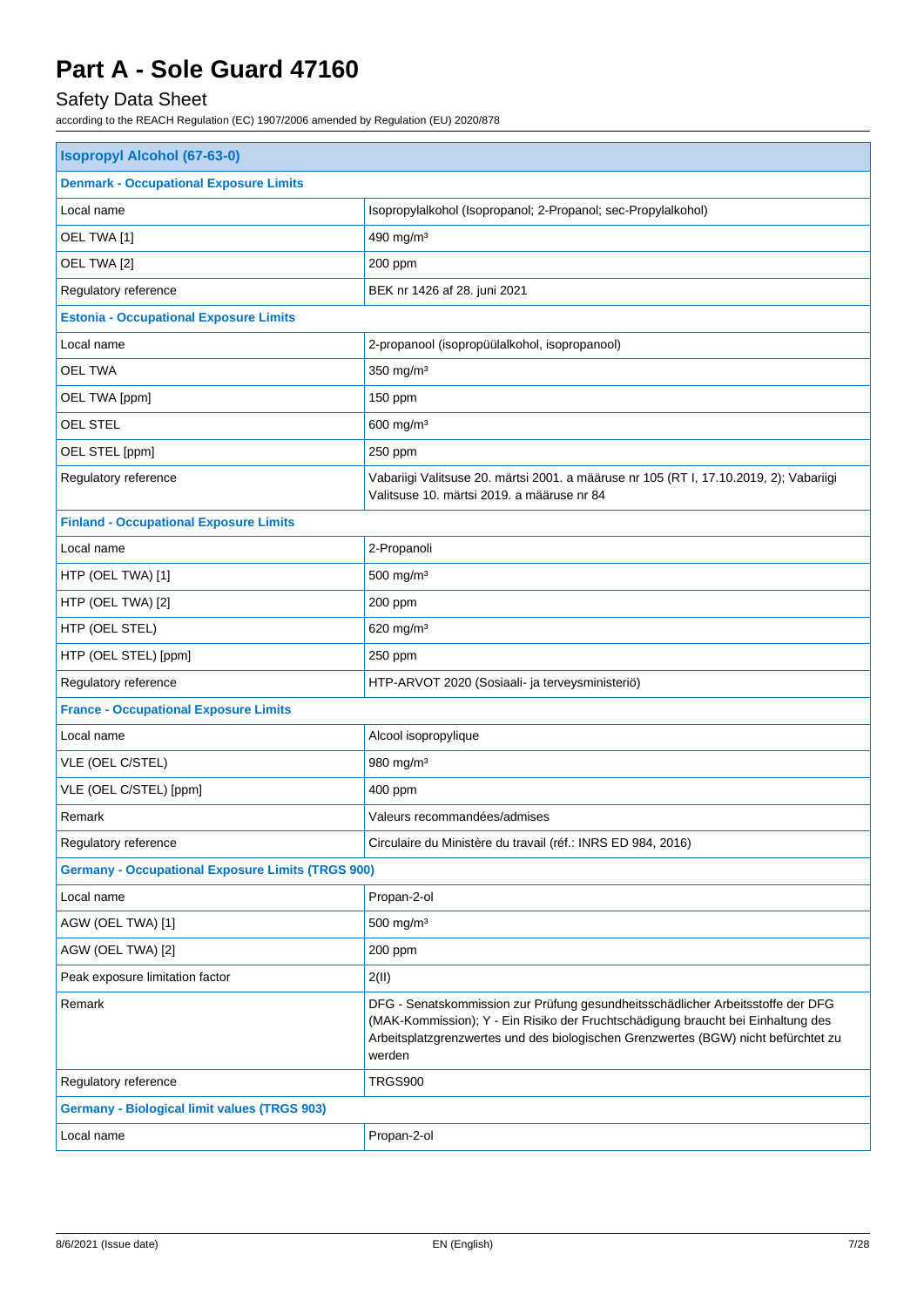# Part A - Sole Guard 47160

## Safety Data Sheet

according to the REACH Regulation (EC) 1907/2006 amended by Regulation (EU) 2020/878

| **Isopropyl Alcohol (67-63-0)** | |
|---|---|
| **Denmark - Occupational Exposure Limits** | |
| Local name | Isopropylalkohol (Isopropanol; 2-Propanol; sec-Propylalkohol) |
| OEL TWA [1] | 490 mg/m³ |
| OEL TWA [2] | 200 ppm |
| Regulatory reference | BEK nr 1426 af 28. juni 2021 |
| **Estonia - Occupational Exposure Limits** | |
| Local name | 2-propanool (isopropüülalkohol, isopropanool) |
| OEL TWA | 350 mg/m³ |
| OEL TWA [ppm] | 150 ppm |
| OEL STEL | 600 mg/m³ |
| OEL STEL [ppm] | 250 ppm |
| Regulatory reference | Vabariigi Valitsuse 20. märtsi 2001. a määruse nr 105 (RT I, 17.10.2019, 2); Vabariigi Valitsuse 10. märtsi 2019. a määruse nr 84 |
| **Finland - Occupational Exposure Limits** | |
| Local name | 2-Propanoli |
| HTP (OEL TWA) [1] | 500 mg/m³ |
| HTP (OEL TWA) [2] | 200 ppm |
| HTP (OEL STEL) | 620 mg/m³ |
| HTP (OEL STEL) [ppm] | 250 ppm |
| Regulatory reference | HTP-ARVOT 2020 (Sosiaali- ja terveysministeriö) |
| **France - Occupational Exposure Limits** | |
| Local name | Alcool isopropylique |
| VLE (OEL C/STEL) | 980 mg/m³ |
| VLE (OEL C/STEL) [ppm] | 400 ppm |
| Remark | Valeurs recommandées/admises |
| Regulatory reference | Circulaire du Ministère du travail (réf.: INRS ED 984, 2016) |
| **Germany - Occupational Exposure Limits (TRGS 900)** | |
| Local name | Propan-2-ol |
| AGW (OEL TWA) [1] | 500 mg/m³ |
| AGW (OEL TWA) [2] | 200 ppm |
| Peak exposure limitation factor | 2(II) |
| Remark | DFG - Senatskommission zur Prüfung gesundheitsschädlicher Arbeitsstoffe der DFG (MAK-Kommission); Y - Ein Risiko der Fruchtschädigung braucht bei Einhaltung des Arbeitsplatzgrenzwertes und des biologischen Grenzwertes (BGW) nicht befürchtet zu werden |
| Regulatory reference | TRGS900 |
| **Germany - Biological limit values (TRGS 903)** | |
| Local name | Propan-2-ol |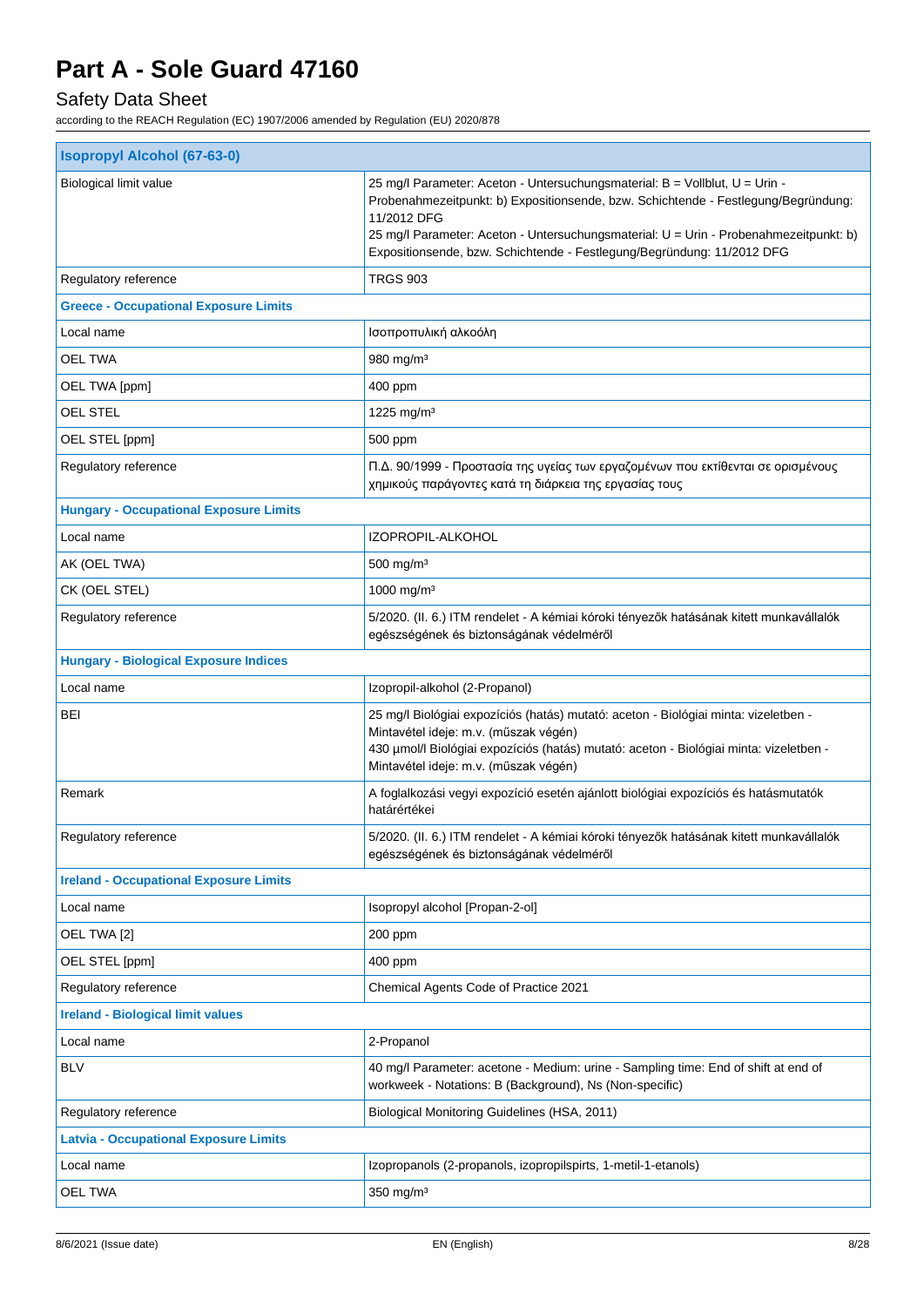# Part A - Sole Guard 47160

## Safety Data Sheet

according to the REACH Regulation (EC) 1907/2006 amended by Regulation (EU) 2020/878

| **Isopropyl Alcohol (67-63-0)** | |
|---|---|
| Biological limit value | 25 mg/l Parameter: Aceton - Untersuchungsmaterial: B = Vollblut, U = Urin - Probenahmezeitpunkt: b) Expositionsende, bzw. Schichtende - Festlegung/Begründung: 11/2012 DFG<br>25 mg/l Parameter: Aceton - Untersuchungsmaterial: U = Urin - Probenahmezeitpunkt: b) Expositionsende, bzw. Schichtende - Festlegung/Begründung: 11/2012 DFG |
| Regulatory reference | TRGS 903 |
| **Greece - Occupational Exposure Limits** | |
| Local name | Ισοπροπυλική αλκοόλη |
| OEL TWA | 980 mg/m³ |
| OEL TWA [ppm] | 400 ppm |
| OEL STEL | 1225 mg/m³ |
| OEL STEL [ppm] | 500 ppm |
| Regulatory reference | Π.Δ. 90/1999 - Προστασία της υγείας των εργαζομένων που εκτίθενται σε ορισμένους χημικούς παράγοντες κατά τη διάρκεια της εργασίας τους |
| **Hungary - Occupational Exposure Limits** | |
| Local name | IZOPROPIL-ALKOHOL |
| AK (OEL TWA) | 500 mg/m³ |
| CK (OEL STEL) | 1000 mg/m³ |
| Regulatory reference | 5/2020. (II. 6.) ITM rendelet - A kémiai kóroki tényezők hatásának kitett munkavállalók egészségének és biztonságának védelméről |
| **Hungary - Biological Exposure Indices** | |
| Local name | Izopropil-alkohol (2-Propanol) |
| BEI | 25 mg/l Biológiai expozíciós (hatás) mutató: aceton - Biológiai minta: vizeletben - Mintavétel ideje: m.v. (műszak végén)<br>430 µmol/l Biológiai expozíciós (hatás) mutató: aceton - Biológiai minta: vizeletben - Mintavétel ideje: m.v. (műszak végén) |
| Remark | A foglalkozási vegyi expozíció esetén ajánlott biológiai expozíciós és hatásmutatók határértékei |
| Regulatory reference | 5/2020. (II. 6.) ITM rendelet - A kémiai kóroki tényezők hatásának kitett munkavállalók egészségének és biztonságának védelméről |
| **Ireland - Occupational Exposure Limits** | |
| Local name | Isopropyl alcohol [Propan-2-ol] |
| OEL TWA [2] | 200 ppm |
| OEL STEL [ppm] | 400 ppm |
| Regulatory reference | Chemical Agents Code of Practice 2021 |
| **Ireland - Biological limit values** | |
| Local name | 2-Propanol |
| BLV | 40 mg/l Parameter: acetone - Medium: urine - Sampling time: End of shift at end of workweek - Notations: B (Background), Ns (Non-specific) |
| Regulatory reference | Biological Monitoring Guidelines (HSA, 2011) |
| **Latvia - Occupational Exposure Limits** | |
| Local name | Izopropanols (2-propanols, izopropilspirts, 1-metil-1-etanols) |
| OEL TWA | 350 mg/m³ |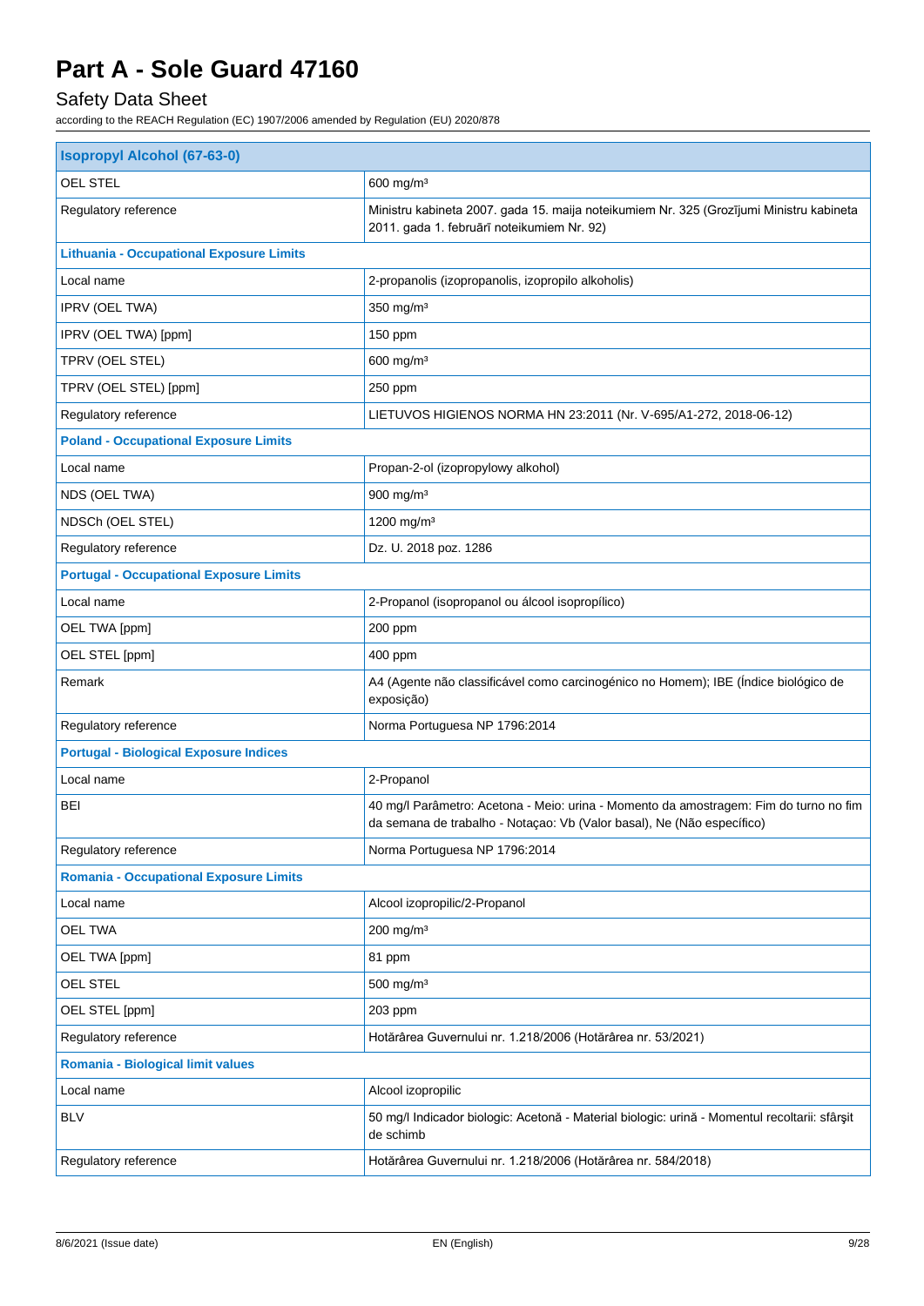| Isopropyl Alcohol (67-63-0) | |
|---|---|
| OEL STEL | 600 mg/m³ |
| Regulatory reference | Ministru kabineta 2007. gada 15. maija noteikumiem Nr. 325 (Grozījumi Ministru kabineta 2011. gada 1. februārī noteikumiem Nr. 92) |
| **Lithuania - Occupational Exposure Limits** | |
| Local name | 2-propanolis (izopropanolis, izopropilo alkoholis) |
| IPRV (OEL TWA) | 350 mg/m³ |
| IPRV (OEL TWA) [ppm] | 150 ppm |
| TPRV (OEL STEL) | 600 mg/m³ |
| TPRV (OEL STEL) [ppm] | 250 ppm |
| Regulatory reference | LIETUVOS HIGIENOS NORMA HN 23:2011 (Nr. V-695/A1-272, 2018-06-12) |
| **Poland - Occupational Exposure Limits** | |
| Local name | Propan-2-ol (izopropylowy alkohol) |
| NDS (OEL TWA) | 900 mg/m³ |
| NDSCh (OEL STEL) | 1200 mg/m³ |
| Regulatory reference | Dz. U. 2018 poz. 1286 |
| **Portugal - Occupational Exposure Limits** | |
| Local name | 2-Propanol (isopropanol ou álcool isopropílico) |
| OEL TWA [ppm] | 200 ppm |
| OEL STEL [ppm] | 400 ppm |
| Remark | A4 (Agente não classificável como carcinogénico no Homem); IBE (Índice biológico de exposição) |
| Regulatory reference | Norma Portuguesa NP 1796:2014 |
| **Portugal - Biological Exposure Indices** | |
| Local name | 2-Propanol |
| BEI | 40 mg/l Parâmetro: Acetona - Meio: urina - Momento da amostragem: Fim do turno no fim da semana de trabalho - Notaçao: Vb (Valor basal), Ne (Não específico) |
| Regulatory reference | Norma Portuguesa NP 1796:2014 |
| **Romania - Occupational Exposure Limits** | |
| Local name | Alcool izopropilic/2-Propanol |
| OEL TWA | 200 mg/m³ |
| OEL TWA [ppm] | 81 ppm |
| OEL STEL | 500 mg/m³ |
| OEL STEL [ppm] | 203 ppm |
| Regulatory reference | Hotărârea Guvernului nr. 1.218/2006 (Hotărârea nr. 53/2021) |
| **Romania - Biological limit values** | |
| Local name | Alcool izopropilic |
| BLV | 50 mg/l Indicador biologic: Acetonă - Material biologic: urină - Momentul recoltarii: sfârşit de schimb |
| Regulatory reference | Hotărârea Guvernului nr. 1.218/2006 (Hotărârea nr. 584/2018) |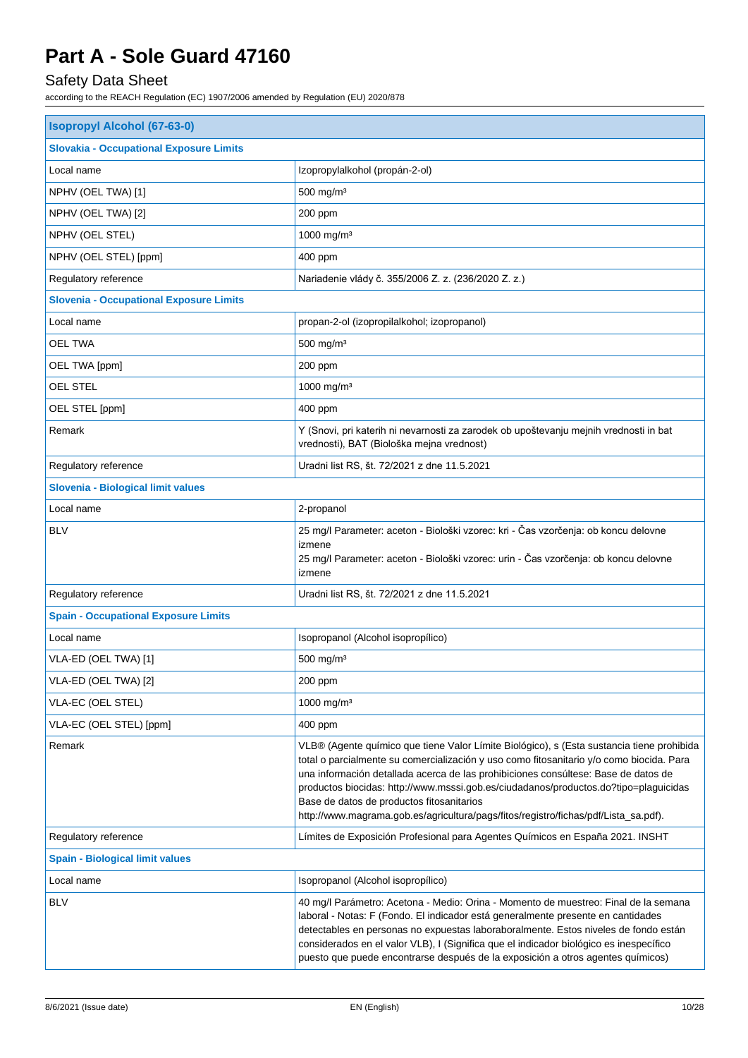# Part A - Sole Guard 47160

## Safety Data Sheet

according to the REACH Regulation (EC) 1907/2006 amended by Regulation (EU) 2020/878

| **Isopropyl Alcohol (67-63-0)** | |
|---|---|
| **Slovakia - Occupational Exposure Limits** | |
| Local name | Izopropylalkohol (propán-2-ol) |
| NPHV (OEL TWA) [1] | 500 mg/m³ |
| NPHV (OEL TWA) [2] | 200 ppm |
| NPHV (OEL STEL) | 1000 mg/m³ |
| NPHV (OEL STEL) [ppm] | 400 ppm |
| Regulatory reference | Nariadenie vlády č. 355/2006 Z. z. (236/2020 Z. z.) |
| **Slovenia - Occupational Exposure Limits** | |
| Local name | propan-2-ol (izopropilalkohol; izopropanol) |
| OEL TWA | 500 mg/m³ |
| OEL TWA [ppm] | 200 ppm |
| OEL STEL | 1000 mg/m³ |
| OEL STEL [ppm] | 400 ppm |
| Remark | Y (Snovi, pri katerih ni nevarnosti za zarodek ob upoštevanju mejnih vrednosti in bat vrednosti), BAT (Biološka mejna vrednost) |
| Regulatory reference | Uradni list RS, št. 72/2021 z dne 11.5.2021 |
| **Slovenia - Biological limit values** | |
| Local name | 2-propanol |
| BLV | 25 mg/l Parameter: aceton - Biološki vzorec: kri - Čas vzorčenja: ob koncu delovne izmene<br>25 mg/l Parameter: aceton - Biološki vzorec: urin - Čas vzorčenja: ob koncu delovne izmene |
| Regulatory reference | Uradni list RS, št. 72/2021 z dne 11.5.2021 |
| **Spain - Occupational Exposure Limits** | |
| Local name | Isopropanol (Alcohol isopropílico) |
| VLA-ED (OEL TWA) [1] | 500 mg/m³ |
| VLA-ED (OEL TWA) [2] | 200 ppm |
| VLA-EC (OEL STEL) | 1000 mg/m³ |
| VLA-EC (OEL STEL) [ppm] | 400 ppm |
| Remark | VLB® (Agente químico que tiene Valor Límite Biológico), s (Esta sustancia tiene prohibida total o parcialmente su comercialización y uso como fitosanitario y/o como biocida. Para una información detallada acerca de las prohibiciones consúltese: Base de datos de productos biocidas: http://www.msssi.gob.es/ciudadanos/productos.do?tipo=plaguicidas Base de datos de productos fitosanitarios http://www.magrama.gob.es/agricultura/pags/fitos/registro/fichas/pdf/Lista_sa.pdf). |
| Regulatory reference | Límites de Exposición Profesional para Agentes Químicos en España 2021. INSHT |
| **Spain - Biological limit values** | |
| Local name | Isopropanol (Alcohol isopropílico) |
| BLV | 40 mg/l Parámetro: Acetona - Medio: Orina - Momento de muestreo: Final de la semana laboral - Notas: F (Fondo. El indicador está generalmente presente en cantidades detectables en personas no expuestas laboraboralmente. Estos niveles de fondo están considerados en el valor VLB), I (Significa que el indicador biológico es inespecífico puesto que puede encontrarse después de la exposición a otros agentes químicos) |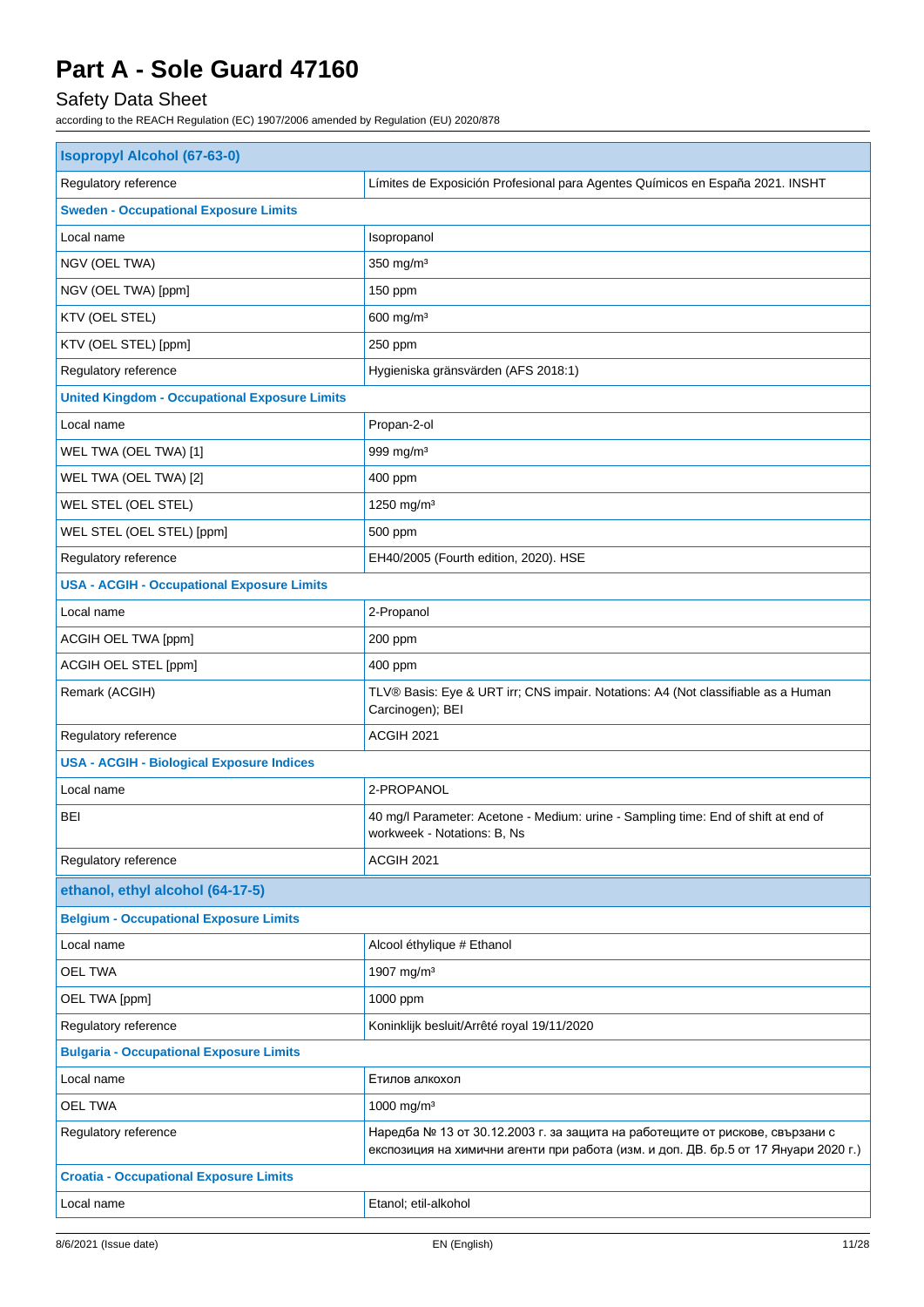| Isopropyl Alcohol (67-63-0) | |
|---|---|
| Regulatory reference | Límites de Exposición Profesional para Agentes Químicos en España 2021. INSHT |
| **Sweden - Occupational Exposure Limits** | |
| Local name | Isopropanol |
| NGV (OEL TWA) | 350 mg/m³ |
| NGV (OEL TWA) [ppm] | 150 ppm |
| KTV (OEL STEL) | 600 mg/m³ |
| KTV (OEL STEL) [ppm] | 250 ppm |
| Regulatory reference | Hygieniska gränsvärden (AFS 2018:1) |
| **United Kingdom - Occupational Exposure Limits** | |
| Local name | Propan-2-ol |
| WEL TWA (OEL TWA) [1] | 999 mg/m³ |
| WEL TWA (OEL TWA) [2] | 400 ppm |
| WEL STEL (OEL STEL) | 1250 mg/m³ |
| WEL STEL (OEL STEL) [ppm] | 500 ppm |
| Regulatory reference | EH40/2005 (Fourth edition, 2020). HSE |
| **USA - ACGIH - Occupational Exposure Limits** | |
| Local name | 2-Propanol |
| ACGIH OEL TWA [ppm] | 200 ppm |
| ACGIH OEL STEL [ppm] | 400 ppm |
| Remark (ACGIH) | TLV® Basis: Eye & URT irr; CNS impair. Notations: A4 (Not classifiable as a Human Carcinogen); BEI |
| Regulatory reference | ACGIH 2021 |
| **USA - ACGIH - Biological Exposure Indices** | |
| Local name | 2-PROPANOL |
| BEI | 40 mg/l Parameter: Acetone - Medium: urine - Sampling time: End of shift at end of workweek - Notations: B, Ns |
| Regulatory reference | ACGIH 2021 |

| ethanol, ethyl alcohol (64-17-5) | |
|---|---|
| **Belgium - Occupational Exposure Limits** | |
| Local name | Alcool éthylique # Ethanol |
| OEL TWA | 1907 mg/m³ |
| OEL TWA [ppm] | 1000 ppm |
| Regulatory reference | Koninklijk besluit/Arrêté royal 19/11/2020 |
| **Bulgaria - Occupational Exposure Limits** | |
| Local name | Етилов алкохол |
| OEL TWA | 1000 mg/m³ |
| Regulatory reference | Наредба № 13 от 30.12.2003 г. за защита на работещите от рискове, свързани с експозиция на химични агенти при работа (изм. и доп. ДВ. бр.5 от 17 Януари 2020 г.) |
| **Croatia - Occupational Exposure Limits** | |
| Local name | Etanol; etil-alkohol |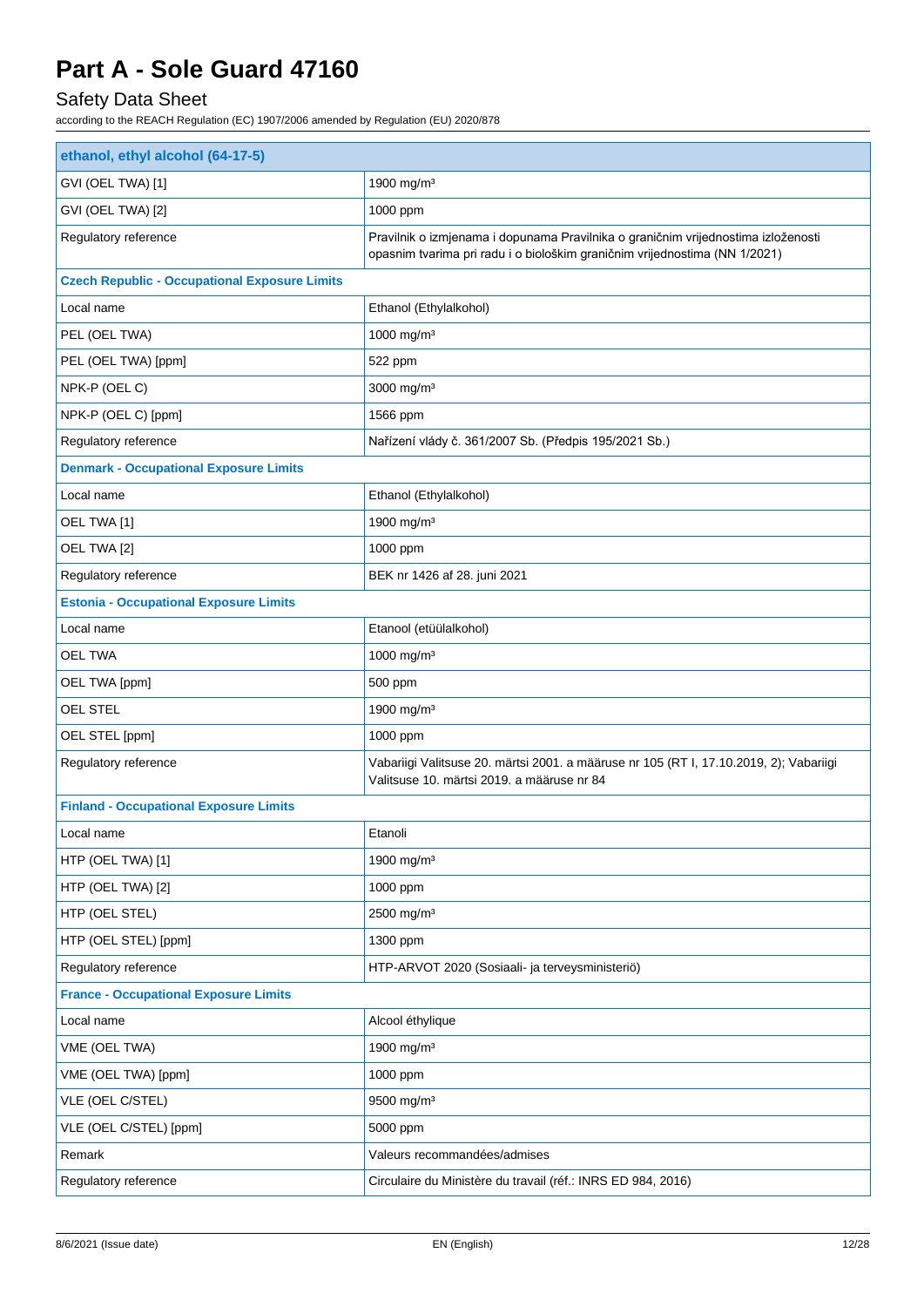# Part A - Sole Guard 47160

## Safety Data Sheet

according to the REACH Regulation (EC) 1907/2006 amended by Regulation (EU) 2020/878

| ethanol, ethyl alcohol (64-17-5) | |
|---|---|
| GVI (OEL TWA) [1] | 1900 mg/m³ |
| GVI (OEL TWA) [2] | 1000 ppm |
| Regulatory reference | Pravilnik o izmjenama i dopunama Pravilnika o graničnim vrijednostima izloženosti opasnim tvarima pri radu i o biološkim graničnim vrijednostima (NN 1/2021) |
| **Czech Republic - Occupational Exposure Limits** | |
| Local name | Ethanol (Ethylalkohol) |
| PEL (OEL TWA) | 1000 mg/m³ |
| PEL (OEL TWA) [ppm] | 522 ppm |
| NPK-P (OEL C) | 3000 mg/m³ |
| NPK-P (OEL C) [ppm] | 1566 ppm |
| Regulatory reference | Nařízení vlády č. 361/2007 Sb. (Předpis 195/2021 Sb.) |
| **Denmark - Occupational Exposure Limits** | |
| Local name | Ethanol (Ethylalkohol) |
| OEL TWA [1] | 1900 mg/m³ |
| OEL TWA [2] | 1000 ppm |
| Regulatory reference | BEK nr 1426 af 28. juni 2021 |
| **Estonia - Occupational Exposure Limits** | |
| Local name | Etanool (etüülalkohol) |
| OEL TWA | 1000 mg/m³ |
| OEL TWA [ppm] | 500 ppm |
| OEL STEL | 1900 mg/m³ |
| OEL STEL [ppm] | 1000 ppm |
| Regulatory reference | Vabariigi Valitsuse 20. märtsi 2001. a määruse nr 105 (RT I, 17.10.2019, 2); Vabariigi Valitsuse 10. märtsi 2019. a määruse nr 84 |
| **Finland - Occupational Exposure Limits** | |
| Local name | Etanoli |
| HTP (OEL TWA) [1] | 1900 mg/m³ |
| HTP (OEL TWA) [2] | 1000 ppm |
| HTP (OEL STEL) | 2500 mg/m³ |
| HTP (OEL STEL) [ppm] | 1300 ppm |
| Regulatory reference | HTP-ARVOT 2020 (Sosiaali- ja terveysministeriö) |
| **France - Occupational Exposure Limits** | |
| Local name | Alcool éthylique |
| VME (OEL TWA) | 1900 mg/m³ |
| VME (OEL TWA) [ppm] | 1000 ppm |
| VLE (OEL C/STEL) | 9500 mg/m³ |
| VLE (OEL C/STEL) [ppm] | 5000 ppm |
| Remark | Valeurs recommandées/admises |
| Regulatory reference | Circulaire du Ministère du travail (réf.: INRS ED 984, 2016) |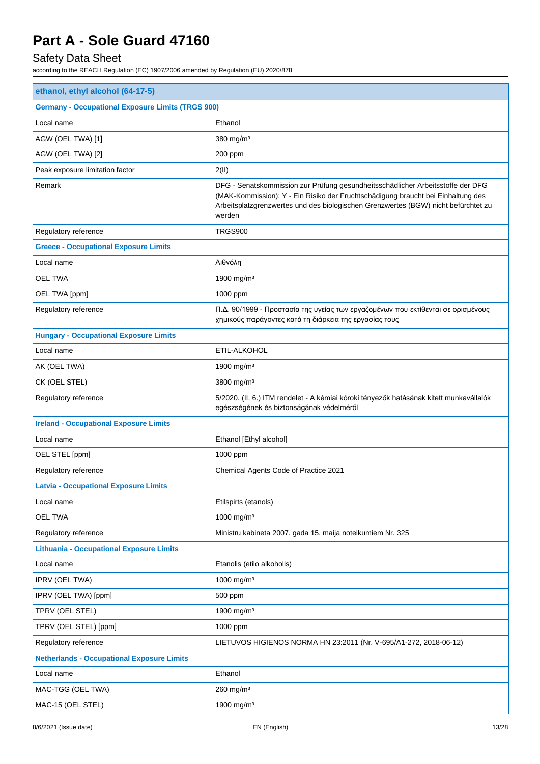# Part A - Sole Guard 47160

## Safety Data Sheet

according to the REACH Regulation (EC) 1907/2006 amended by Regulation (EU) 2020/878

| ethanol, ethyl alcohol (64-17-5) | |
|---|---|
| **Germany - Occupational Exposure Limits (TRGS 900)** | |
| Local name | Ethanol |
| AGW (OEL TWA) [1] | 380 mg/m³ |
| AGW (OEL TWA) [2] | 200 ppm |
| Peak exposure limitation factor | 2(II) |
| Remark | DFG - Senatskommission zur Prüfung gesundheitsschädlicher Arbeitsstoffe der DFG (MAK-Kommission); Y - Ein Risiko der Fruchtschädigung braucht bei Einhaltung des Arbeitsplatzgrenzwertes und des biologischen Grenzwertes (BGW) nicht befürchtet zu werden |
| Regulatory reference | TRGS900 |
| **Greece - Occupational Exposure Limits** | |
| Local name | Αιθνόλη |
| OEL TWA | 1900 mg/m³ |
| OEL TWA [ppm] | 1000 ppm |
| Regulatory reference | Π.Δ. 90/1999 - Προστασία της υγείας των εργαζομένων που εκτίθενται σε ορισμένους χημικούς παράγοντες κατά τη διάρκεια της εργασίας τους |
| **Hungary - Occupational Exposure Limits** | |
| Local name | ETIL-ALKOHOL |
| AK (OEL TWA) | 1900 mg/m³ |
| CK (OEL STEL) | 3800 mg/m³ |
| Regulatory reference | 5/2020. (II. 6.) ITM rendelet - A kémiai kóroki tényezők hatásának kitett munkavállalók egészségének és biztonságának védelméről |
| **Ireland - Occupational Exposure Limits** | |
| Local name | Ethanol [Ethyl alcohol] |
| OEL STEL [ppm] | 1000 ppm |
| Regulatory reference | Chemical Agents Code of Practice 2021 |
| **Latvia - Occupational Exposure Limits** | |
| Local name | Etilspirts (etanols) |
| OEL TWA | 1000 mg/m³ |
| Regulatory reference | Ministru kabineta 2007. gada 15. maija noteikumiem Nr. 325 |
| **Lithuania - Occupational Exposure Limits** | |
| Local name | Etanolis (etilo alkoholis) |
| IPRV (OEL TWA) | 1000 mg/m³ |
| IPRV (OEL TWA) [ppm] | 500 ppm |
| TPRV (OEL STEL) | 1900 mg/m³ |
| TPRV (OEL STEL) [ppm] | 1000 ppm |
| Regulatory reference | LIETUVOS HIGIENOS NORMA HN 23:2011 (Nr. V-695/A1-272, 2018-06-12) |
| **Netherlands - Occupational Exposure Limits** | |
| Local name | Ethanol |
| MAC-TGG (OEL TWA) | 260 mg/m³ |
| MAC-15 (OEL STEL) | 1900 mg/m³ |

8/6/2021 (Issue date) EN (English)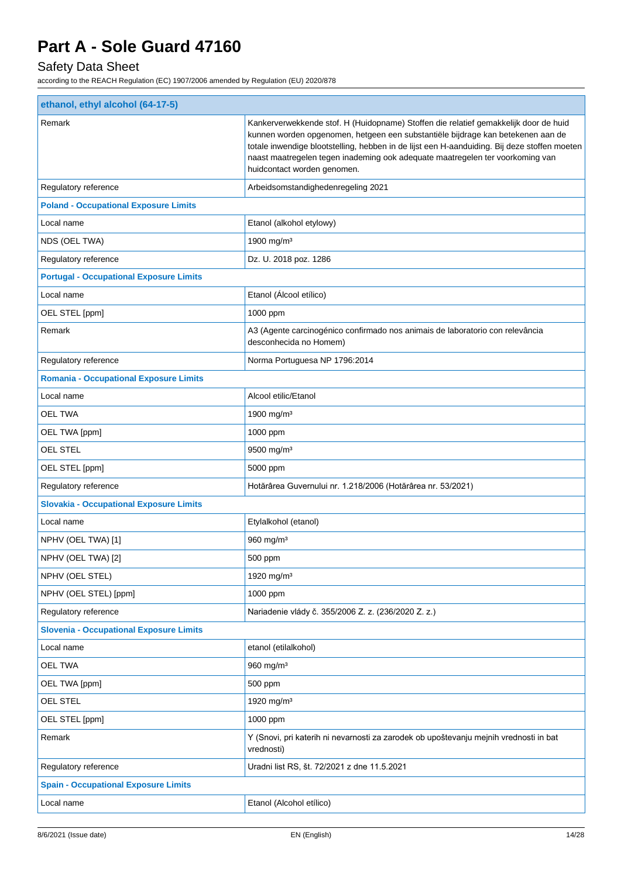| ethanol, ethyl alcohol (64-17-5) | |
|---|---|
| Remark | Kankerverwekkende stof. H (Huidopname) Stoffen die relatief gemakkelijk door de huid kunnen worden opgenomen, hetgeen een substantiële bijdrage kan betekenen aan de totale inwendige blootstelling, hebben in de lijst een H-aanduiding. Bij deze stoffen moeten naast maatregelen tegen inademing ook adequate maatregelen ter voorkoming van huidcontact worden genomen. |
| Regulatory reference | Arbeidsomstandighedenregeling 2021 |
| **Poland - Occupational Exposure Limits** | |
| Local name | Etanol (alkohol etylowy) |
| NDS (OEL TWA) | 1900 mg/m³ |
| Regulatory reference | Dz. U. 2018 poz. 1286 |
| **Portugal - Occupational Exposure Limits** | |
| Local name | Etanol (Álcool etílico) |
| OEL STEL [ppm] | 1000 ppm |
| Remark | A3 (Agente carcinogénico confirmado nos animais de laboratorio con relevância desconhecida no Homem) |
| Regulatory reference | Norma Portuguesa NP 1796:2014 |
| **Romania - Occupational Exposure Limits** | |
| Local name | Alcool etilic/Etanol |
| OEL TWA | 1900 mg/m³ |
| OEL TWA [ppm] | 1000 ppm |
| OEL STEL | 9500 mg/m³ |
| OEL STEL [ppm] | 5000 ppm |
| Regulatory reference | Hotărârea Guvernului nr. 1.218/2006 (Hotărârea nr. 53/2021) |
| **Slovakia - Occupational Exposure Limits** | |
| Local name | Etylalkohol (etanol) |
| NPHV (OEL TWA) [1] | 960 mg/m³ |
| NPHV (OEL TWA) [2] | 500 ppm |
| NPHV (OEL STEL) | 1920 mg/m³ |
| NPHV (OEL STEL) [ppm] | 1000 ppm |
| Regulatory reference | Nariadenie vlády č. 355/2006 Z. z. (236/2020 Z. z.) |
| **Slovenia - Occupational Exposure Limits** | |
| Local name | etanol (etilalkohol) |
| OEL TWA | 960 mg/m³ |
| OEL TWA [ppm] | 500 ppm |
| OEL STEL | 1920 mg/m³ |
| OEL STEL [ppm] | 1000 ppm |
| Remark | Y (Snovi, pri katerih ni nevarnosti za zarodek ob upoštevanju mejnih vrednosti in bat vrednosti) |
| Regulatory reference | Uradni list RS, št. 72/2021 z dne 11.5.2021 |
| **Spain - Occupational Exposure Limits** | |
| Local name | Etanol (Alcohol etílico) |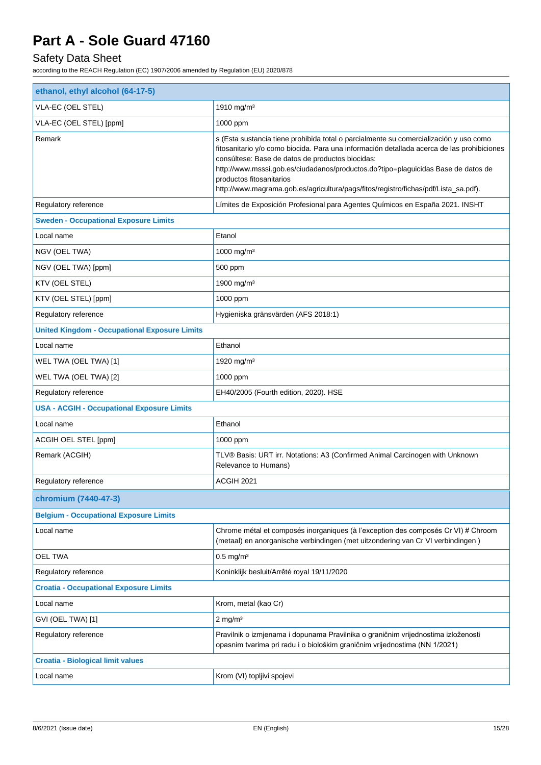# Part A - Sole Guard 47160

## Safety Data Sheet

according to the REACH Regulation (EC) 1907/2006 amended by Regulation (EU) 2020/878

| **ethanol, ethyl alcohol (64-17-5)** | |
|---|---|
| VLA-EC (OEL STEL) | 1910 mg/m³ |
| VLA-EC (OEL STEL) [ppm] | 1000 ppm |
| Remark | s (Esta sustancia tiene prohibida total o parcialmente su comercialización y uso como fitosanitario y/o como biocida. Para una información detallada acerca de las prohibiciones consúltese: Base de datos de productos biocidas: http://www.msssi.gob.es/ciudadanos/productos.do?tipo=plaguicidas Base de datos de productos fitosanitarios http://www.magrama.gob.es/agricultura/pags/fitos/registro/fichas/pdf/Lista_sa.pdf). |
| Regulatory reference | Límites de Exposición Profesional para Agentes Químicos en España 2021. INSHT |
| **Sweden - Occupational Exposure Limits** | |
| Local name | Etanol |
| NGV (OEL TWA) | 1000 mg/m³ |
| NGV (OEL TWA) [ppm] | 500 ppm |
| KTV (OEL STEL) | 1900 mg/m³ |
| KTV (OEL STEL) [ppm] | 1000 ppm |
| Regulatory reference | Hygieniska gränsvärden (AFS 2018:1) |
| **United Kingdom - Occupational Exposure Limits** | |
| Local name | Ethanol |
| WEL TWA (OEL TWA) [1] | 1920 mg/m³ |
| WEL TWA (OEL TWA) [2] | 1000 ppm |
| Regulatory reference | EH40/2005 (Fourth edition, 2020). HSE |
| **USA - ACGIH - Occupational Exposure Limits** | |
| Local name | Ethanol |
| ACGIH OEL STEL [ppm] | 1000 ppm |
| Remark (ACGIH) | TLV® Basis: URT irr. Notations: A3 (Confirmed Animal Carcinogen with Unknown Relevance to Humans) |
| Regulatory reference | ACGIH 2021 |
| **chromium (7440-47-3)** | |
| **Belgium - Occupational Exposure Limits** | |
| Local name | Chrome métal et composés inorganiques (à l'exception des composés Cr VI) # Chroom (metaal) en anorganische verbindingen (met uitzondering van Cr VI verbindingen ) |
| OEL TWA | 0.5 mg/m³ |
| Regulatory reference | Koninklijk besluit/Arrêté royal 19/11/2020 |
| **Croatia - Occupational Exposure Limits** | |
| Local name | Krom, metal (kao Cr) |
| GVI (OEL TWA) [1] | 2 mg/m³ |
| Regulatory reference | Pravilnik o izmjenama i dopunama Pravilnika o graničnim vrijednostima izloženosti opasnim tvarima pri radu i o biološkim graničnim vrijednostima (NN 1/2021) |
| **Croatia - Biological limit values** | |
| Local name | Krom (VI) topljivi spojevi |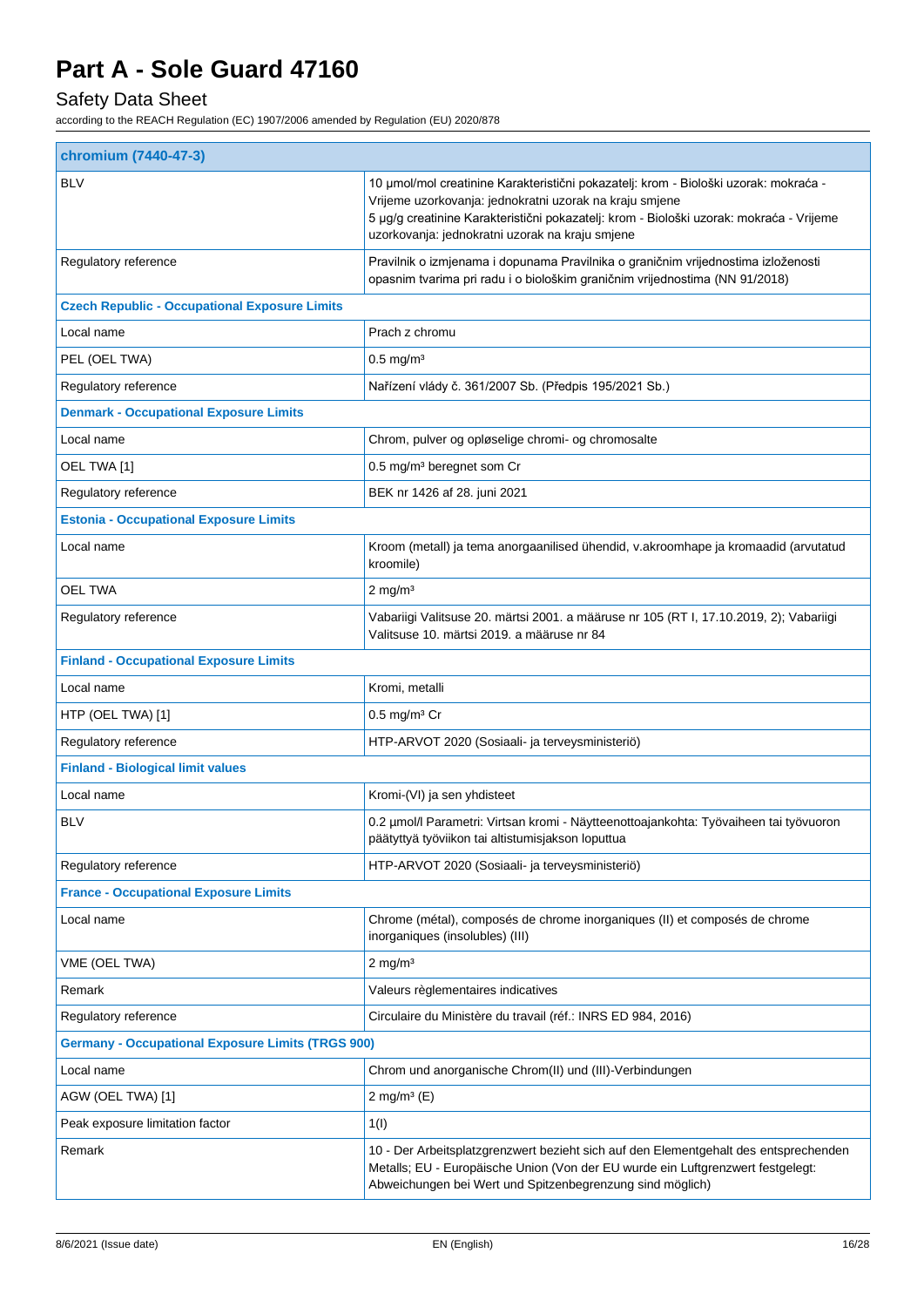| chromium (7440-47-3) | |
|---|---|
| BLV | 10 µmol/mol creatinine Karakteristični pokazatelj: krom - Biološki uzorak: mokraća - Vrijeme uzorkovanja: jednokratni uzorak na kraju smjene<br>5 µg/g creatinine Karakteristični pokazatelj: krom - Biološki uzorak: mokraća - Vrijeme uzorkovanja: jednokratni uzorak na kraju smjene |
| Regulatory reference | Pravilnik o izmjenama i dopunama Pravilnika o graničnim vrijednostima izloženosti opasnim tvarima pri radu i o biološkim graničnim vrijednostima (NN 91/2018) |
| **Czech Republic - Occupational Exposure Limits** | |
| Local name | Prach z chromu |
| PEL (OEL TWA) | 0.5 mg/m³ |
| Regulatory reference | Nařízení vlády č. 361/2007 Sb. (Předpis 195/2021 Sb.) |
| **Denmark - Occupational Exposure Limits** | |
| Local name | Chrom, pulver og opløselige chromi- og chromosalte |
| OEL TWA [1] | 0.5 mg/m³ beregnet som Cr |
| Regulatory reference | BEK nr 1426 af 28. juni 2021 |
| **Estonia - Occupational Exposure Limits** | |
| Local name | Kroom (metall) ja tema anorgaanilised ühendid, v.akroomhape ja kromaadid (arvutatud kroomile) |
| OEL TWA | 2 mg/m³ |
| Regulatory reference | Vabariigi Valitsuse 20. märtsi 2001. a määruse nr 105 (RT I, 17.10.2019, 2); Vabariigi Valitsuse 10. märtsi 2019. a määruse nr 84 |
| **Finland - Occupational Exposure Limits** | |
| Local name | Kromi, metalli |
| HTP (OEL TWA) [1] | 0.5 mg/m³ Cr |
| Regulatory reference | HTP-ARVOT 2020 (Sosiaali- ja terveysministeriö) |
| **Finland - Biological limit values** | |
| Local name | Kromi-(VI) ja sen yhdisteet |
| BLV | 0.2 µmol/l Parametri: Virtsan kromi - Näytteenottoajankohta: Työvaiheen tai työvuoron päätyttyä työviikon tai altistumisjakson loputtua |
| Regulatory reference | HTP-ARVOT 2020 (Sosiaali- ja terveysministeriö) |
| **France - Occupational Exposure Limits** | |
| Local name | Chrome (métal), composés de chrome inorganiques (II) et composés de chrome inorganiques (insolubles) (III) |
| VME (OEL TWA) | 2 mg/m³ |
| Remark | Valeurs règlementaires indicatives |
| Regulatory reference | Circulaire du Ministère du travail (réf.: INRS ED 984, 2016) |
| **Germany - Occupational Exposure Limits (TRGS 900)** | |
| Local name | Chrom und anorganische Chrom(II) und (III)-Verbindungen |
| AGW (OEL TWA) [1] | 2 mg/m³ (E) |
| Peak exposure limitation factor | 1(I) |
| Remark | 10 - Der Arbeitsplatzgrenzwert bezieht sich auf den Elementgehalt des entsprechenden Metalls; EU - Europäische Union (Von der EU wurde ein Luftgrenzwert festgelegt: Abweichungen bei Wert und Spitzenbegrenzung sind möglich) |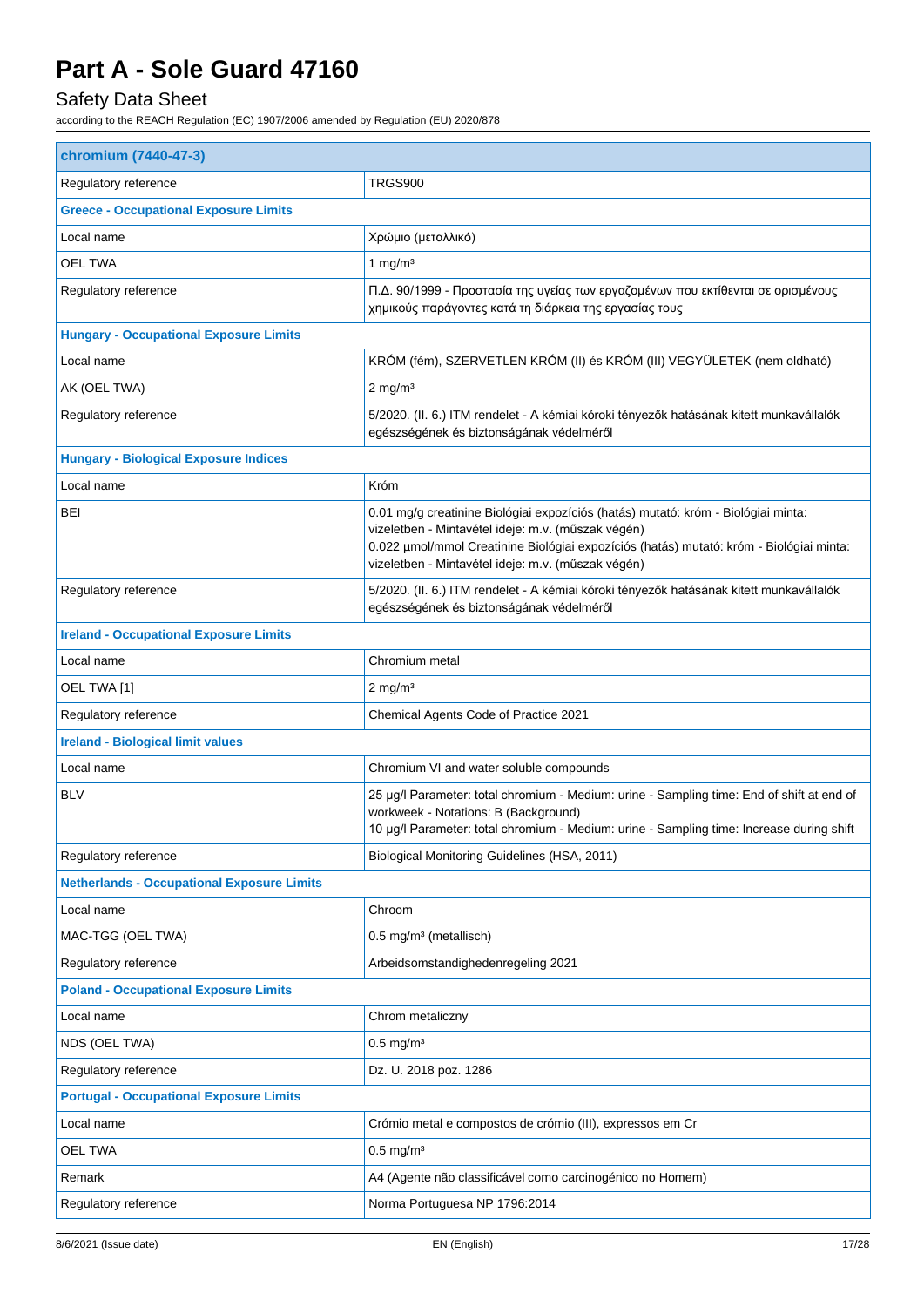| chromium (7440-47-3) | |
|---|---|
| Regulatory reference | TRGS900 |
| **Greece - Occupational Exposure Limits** | |
| Local name | Χρώμιο (μεταλλικό) |
| OEL TWA | 1 mg/m³ |
| Regulatory reference | Π.Δ. 90/1999 - Προστασία της υγείας των εργαζομένων που εκτίθενται σε ορισμένους χημικούς παράγοντες κατά τη διάρκεια της εργασίας τους |
| **Hungary - Occupational Exposure Limits** | |
| Local name | KRÓM (fém), SZERVETLEN KRÓM (II) és KRÓM (III) VEGYÜLETEK (nem oldható) |
| AK (OEL TWA) | 2 mg/m³ |
| Regulatory reference | 5/2020. (II. 6.) ITM rendelet - A kémiai kóroki tényezők hatásának kitett munkavállalók egészségének és biztonságának védelméről |
| **Hungary - Biological Exposure Indices** | |
| Local name | Króm |
| BEI | 0.01 mg/g creatinine Biológiai expozíciós (hatás) mutató: króm - Biológiai minta: vizeletben - Mintavétel ideje: m.v. (műszak végén)<br>0.022 µmol/mmol Creatinine Biológiai expozíciós (hatás) mutató: króm - Biológiai minta: vizeletben - Mintavétel ideje: m.v. (műszak végén) |
| Regulatory reference | 5/2020. (II. 6.) ITM rendelet - A kémiai kóroki tényezők hatásának kitett munkavállalók egészségének és biztonságának védelméről |
| **Ireland - Occupational Exposure Limits** | |
| Local name | Chromium metal |
| OEL TWA [1] | 2 mg/m³ |
| Regulatory reference | Chemical Agents Code of Practice 2021 |
| **Ireland - Biological limit values** | |
| Local name | Chromium VI and water soluble compounds |
| BLV | 25 µg/l Parameter: total chromium - Medium: urine - Sampling time: End of shift at end of workweek - Notations: B (Background)<br>10 µg/l Parameter: total chromium - Medium: urine - Sampling time: Increase during shift |
| Regulatory reference | Biological Monitoring Guidelines (HSA, 2011) |
| **Netherlands - Occupational Exposure Limits** | |
| Local name | Chroom |
| MAC-TGG (OEL TWA) | 0.5 mg/m³ (metallisch) |
| Regulatory reference | Arbeidsomstandighedenregeling 2021 |
| **Poland - Occupational Exposure Limits** | |
| Local name | Chrom metaliczny |
| NDS (OEL TWA) | 0.5 mg/m³ |
| Regulatory reference | Dz. U. 2018 poz. 1286 |
| **Portugal - Occupational Exposure Limits** | |
| Local name | Crómio metal e compostos de crómio (III), expressos em Cr |
| OEL TWA | 0.5 mg/m³ |
| Remark | A4 (Agente não classificável como carcinogénico no Homem) |
| Regulatory reference | Norma Portuguesa NP 1796:2014 |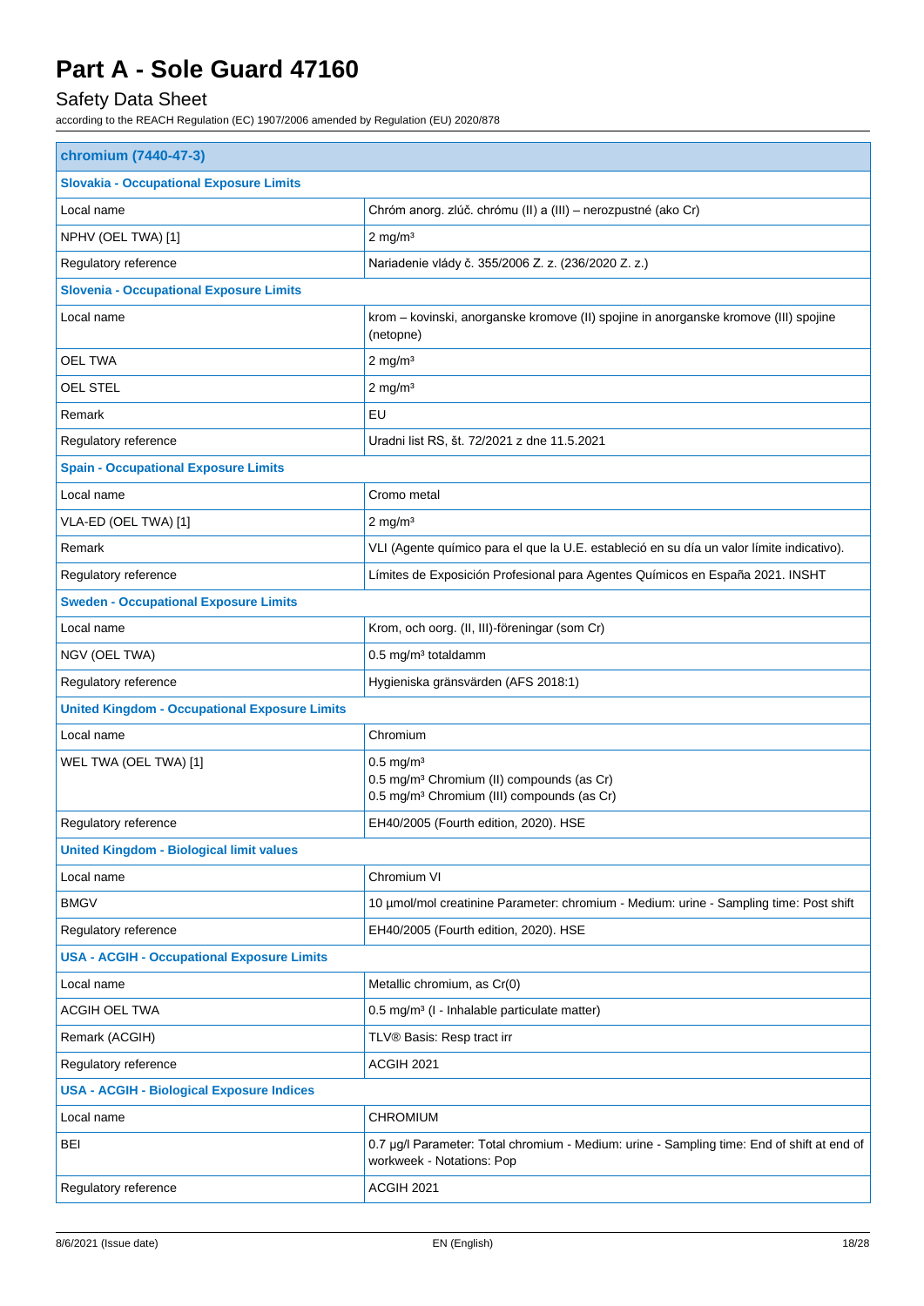| chromium (7440-47-3) | |
|---|---|
| **Slovakia - Occupational Exposure Limits** | |
| Local name | Chróm anorg. zlúč. chrómu (II) a (III) – nerozpustné (ako Cr) |
| NPHV (OEL TWA) [1] | 2 mg/m³ |
| Regulatory reference | Nariadenie vlády č. 355/2006 Z. z. (236/2020 Z. z.) |
| **Slovenia - Occupational Exposure Limits** | |
| Local name | krom – kovinski, anorganske kromove (II) spojine in anorganske kromove (III) spojine (netopne) |
| OEL TWA | 2 mg/m³ |
| OEL STEL | 2 mg/m³ |
| Remark | EU |
| Regulatory reference | Uradni list RS, št. 72/2021 z dne 11.5.2021 |
| **Spain - Occupational Exposure Limits** | |
| Local name | Cromo metal |
| VLA-ED (OEL TWA) [1] | 2 mg/m³ |
| Remark | VLI (Agente químico para el que la U.E. estableció en su día un valor límite indicativo). |
| Regulatory reference | Límites de Exposición Profesional para Agentes Químicos en España 2021. INSHT |
| **Sweden - Occupational Exposure Limits** | |
| Local name | Krom, och oorg. (II, III)-föreningar (som Cr) |
| NGV (OEL TWA) | 0.5 mg/m³ totaldamm |
| Regulatory reference | Hygieniska gränsvärden (AFS 2018:1) |
| **United Kingdom - Occupational Exposure Limits** | |
| Local name | Chromium |
| WEL TWA (OEL TWA) [1] | 0.5 mg/m³<br>0.5 mg/m³ Chromium (II) compounds (as Cr)<br>0.5 mg/m³ Chromium (III) compounds (as Cr) |
| Regulatory reference | EH40/2005 (Fourth edition, 2020). HSE |
| **United Kingdom - Biological limit values** | |
| Local name | Chromium VI |
| BMGV | 10 µmol/mol creatinine Parameter: chromium - Medium: urine - Sampling time: Post shift |
| Regulatory reference | EH40/2005 (Fourth edition, 2020). HSE |
| **USA - ACGIH - Occupational Exposure Limits** | |
| Local name | Metallic chromium, as Cr(0) |
| ACGIH OEL TWA | 0.5 mg/m³ (I - Inhalable particulate matter) |
| Remark (ACGIH) | TLV® Basis: Resp tract irr |
| Regulatory reference | ACGIH 2021 |
| **USA - ACGIH - Biological Exposure Indices** | |
| Local name | CHROMIUM |
| BEI | 0.7 µg/l Parameter: Total chromium - Medium: urine - Sampling time: End of shift at end of workweek - Notations: Pop |
| Regulatory reference | ACGIH 2021 |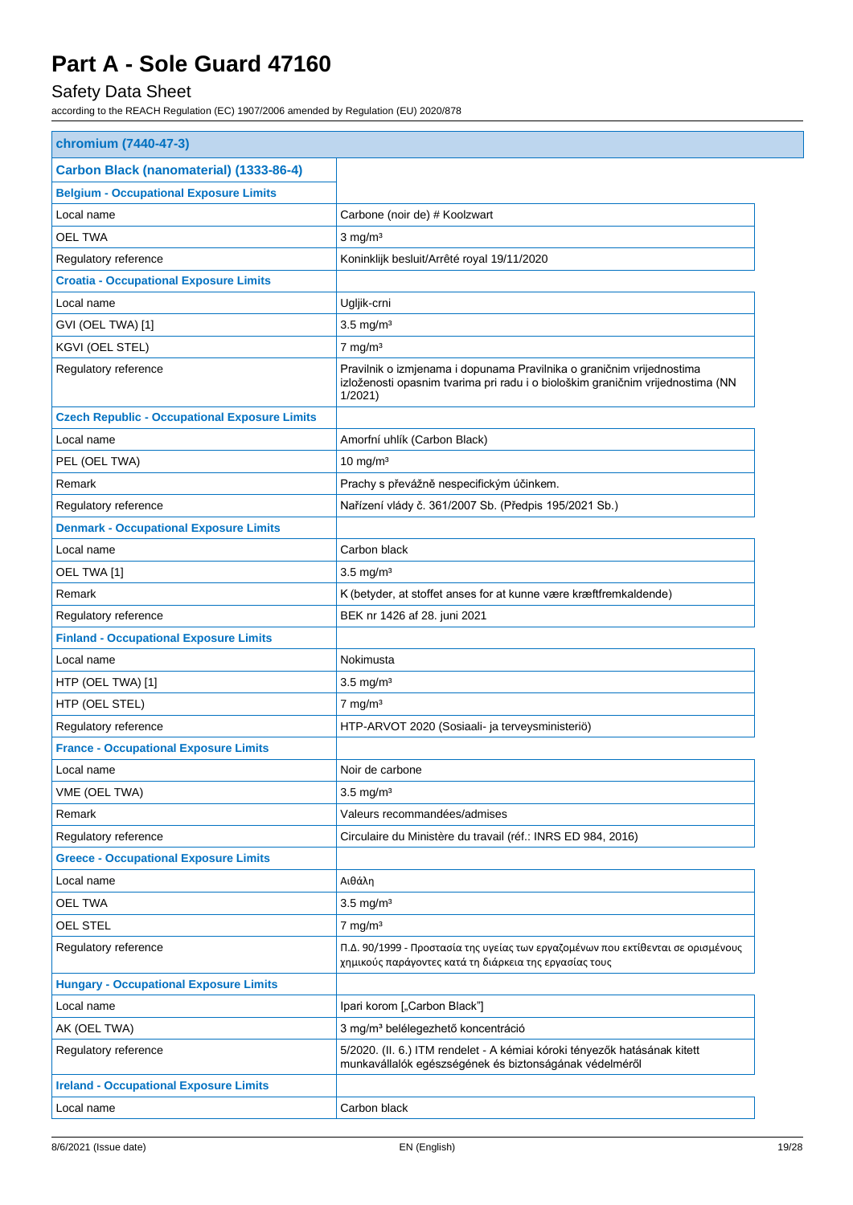# Part A - Sole Guard 47160

## Safety Data Sheet

according to the REACH Regulation (EC) 1907/2006 amended by Regulation (EU) 2020/878

| chromium (7440-47-3) | |
|---|---|
| **Carbon Black (nanomaterial) (1333-86-4)** | |
| **Belgium - Occupational Exposure Limits** | |
| Local name | Carbone (noir de) # Koolzwart |
| OEL TWA | 3 mg/m³ |
| Regulatory reference | Koninklijk besluit/Arrêté royal 19/11/2020 |
| **Croatia - Occupational Exposure Limits** | |
| Local name | Ugljik-crni |
| GVI (OEL TWA) [1] | 3.5 mg/m³ |
| KGVI (OEL STEL) | 7 mg/m³ |
| Regulatory reference | Pravilnik o izmjenama i dopunama Pravilnika o graničnim vrijednostima izloženosti opasnim tvarima pri radu i o biološkim graničnim vrijednostima (NN 1/2021) |
| **Czech Republic - Occupational Exposure Limits** | |
| Local name | Amorfní uhlík (Carbon Black) |
| PEL (OEL TWA) | 10 mg/m³ |
| Remark | Prachy s převážně nespecifickým účinkem. |
| Regulatory reference | Nařízení vlády č. 361/2007 Sb. (Předpis 195/2021 Sb.) |
| **Denmark - Occupational Exposure Limits** | |
| Local name | Carbon black |
| OEL TWA [1] | 3.5 mg/m³ |
| Remark | K (betyder, at stoffet anses for at kunne være kræftfremkaldende) |
| Regulatory reference | BEK nr 1426 af 28. juni 2021 |
| **Finland - Occupational Exposure Limits** | |
| Local name | Nokimusta |
| HTP (OEL TWA) [1] | 3.5 mg/m³ |
| HTP (OEL STEL) | 7 mg/m³ |
| Regulatory reference | HTP-ARVOT 2020 (Sosiaali- ja terveysministeriö) |
| **France - Occupational Exposure Limits** | |
| Local name | Noir de carbone |
| VME (OEL TWA) | 3.5 mg/m³ |
| Remark | Valeurs recommandées/admises |
| Regulatory reference | Circulaire du Ministère du travail (réf.: INRS ED 984, 2016) |
| **Greece - Occupational Exposure Limits** | |
| Local name | Αιθάλη |
| OEL TWA | 3.5 mg/m³ |
| OEL STEL | 7 mg/m³ |
| Regulatory reference | Π.Δ. 90/1999 - Προστασία της υγείας των εργαζομένων που εκτίθενται σε ορισμένους χημικούς παράγοντες κατά τη διάρκεια της εργασίας τους |
| **Hungary - Occupational Exposure Limits** | |
| Local name | Ipari korom [„Carbon Black"] |
| AK (OEL TWA) | 3 mg/m³ belélegezhető koncentráció |
| Regulatory reference | 5/2020. (II. 6.) ITM rendelet - A kémiai kóroki tényezők hatásának kitett munkavállalók egészségének és biztonságának védelméről |
| **Ireland - Occupational Exposure Limits** | |
| Local name | Carbon black |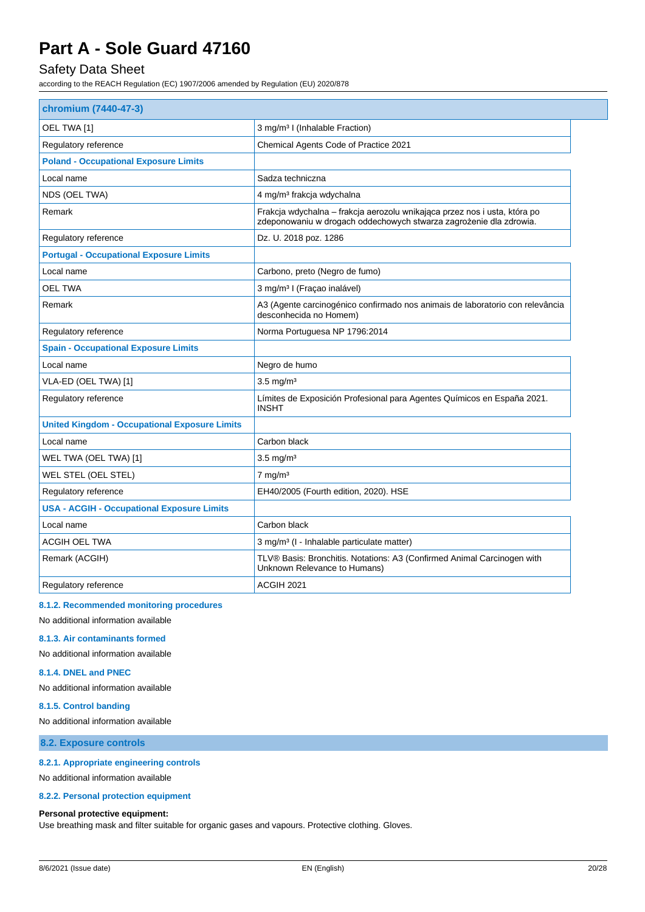| chromium (7440-47-3) | |
|---|---|
| OEL TWA [1] | 3 mg/m³ I (Inhalable Fraction) |
| Regulatory reference | Chemical Agents Code of Practice 2021 |
| **Poland - Occupational Exposure Limits** | |
| Local name | Sadza techniczna |
| NDS (OEL TWA) | 4 mg/m³ frakcja wdychalna |
| Remark | Frakcja wdychalna – frakcja aerozolu wnikająca przez nos i usta, która po zdeponowaniu w drogach oddechowych stwarza zagrożenie dla zdrowia. |
| Regulatory reference | Dz. U. 2018 poz. 1286 |
| **Portugal - Occupational Exposure Limits** | |
| Local name | Carbono, preto (Negro de fumo) |
| OEL TWA | 3 mg/m³ I (Fraçao inalável) |
| Remark | A3 (Agente carcinogénico confirmado nos animais de laboratorio con relevância desconhecida no Homem) |
| Regulatory reference | Norma Portuguesa NP 1796:2014 |
| **Spain - Occupational Exposure Limits** | |
| Local name | Negro de humo |
| VLA-ED (OEL TWA) [1] | 3.5 mg/m³ |
| Regulatory reference | Límites de Exposición Profesional para Agentes Químicos en España 2021. INSHT |
| **United Kingdom - Occupational Exposure Limits** | |
| Local name | Carbon black |
| WEL TWA (OEL TWA) [1] | 3.5 mg/m³ |
| WEL STEL (OEL STEL) | 7 mg/m³ |
| Regulatory reference | EH40/2005 (Fourth edition, 2020). HSE |
| **USA - ACGIH - Occupational Exposure Limits** | |
| Local name | Carbon black |
| ACGIH OEL TWA | 3 mg/m³ (I - Inhalable particulate matter) |
| Remark (ACGIH) | TLV® Basis: Bronchitis. Notations: A3 (Confirmed Animal Carcinogen with Unknown Relevance to Humans) |
| Regulatory reference | ACGIH 2021 |

#### 8.1.2. Recommended monitoring procedures

No additional information available

#### 8.1.3. Air contaminants formed

No additional information available

#### 8.1.4. DNEL and PNEC

No additional information available

#### 8.1.5. Control banding

No additional information available

### 8.2. Exposure controls

#### 8.2.1. Appropriate engineering controls

No additional information available

#### 8.2.2. Personal protection equipment

**Personal protective equipment:**
Use breathing mask and filter suitable for organic gases and vapours. Protective clothing. Gloves.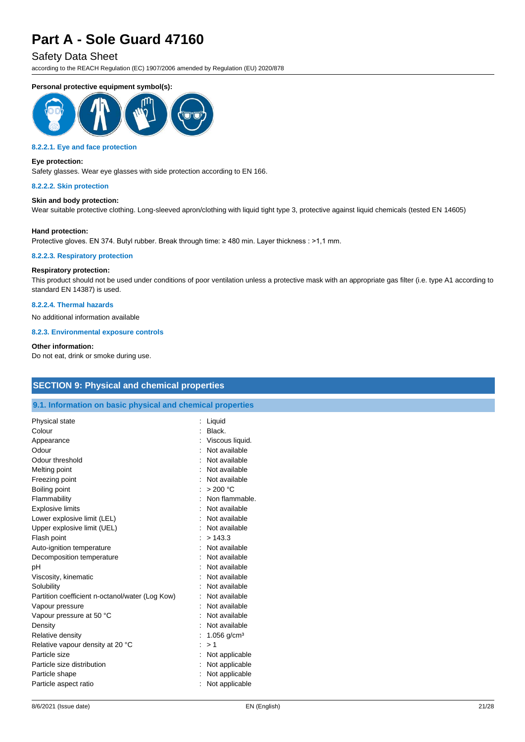**Personal protective equipment symbol(s):**

#### 8.2.2.1. Eye and face protection

**Eye protection:**

Safety glasses. Wear eye glasses with side protection according to EN 166.

#### 8.2.2.2. Skin protection

**Skin and body protection:**

Wear suitable protective clothing. Long-sleeved apron/clothing with liquid tight type 3, protective against liquid chemicals (tested EN 14605)

**Hand protection:**

Protective gloves. EN 374. Butyl rubber. Break through time: ≥ 480 min. Layer thickness : >1,1 mm.

#### 8.2.2.3. Respiratory protection

**Respiratory protection:**

This product should not be used under conditions of poor ventilation unless a protective mask with an appropriate gas filter (i.e. type A1 according to standard EN 14387) is used.

#### 8.2.2.4. Thermal hazards

No additional information available

#### 8.2.3. Environmental exposure controls

**Other information:**

Do not eat, drink or smoke during use.

## SECTION 9: Physical and chemical properties

### 9.1. Information on basic physical and chemical properties

| Property | Value |
|---|---|
| Physical state | Liquid |
| Colour | Black. |
| Appearance | Viscous liquid. |
| Odour | Not available |
| Odour threshold | Not available |
| Melting point | Not available |
| Freezing point | Not available |
| Boiling point | > 200 °C |
| Flammability | Non flammable. |
| Explosive limits | Not available |
| Lower explosive limit (LEL) | Not available |
| Upper explosive limit (UEL) | Not available |
| Flash point | > 143.3 |
| Auto-ignition temperature | Not available |
| Decomposition temperature | Not available |
| pH | Not available |
| Viscosity, kinematic | Not available |
| Solubility | Not available |
| Partition coefficient n-octanol/water (Log Kow) | Not available |
| Vapour pressure | Not available |
| Vapour pressure at 50 °C | Not available |
| Density | Not available |
| Relative density | 1.056 g/cm³ |
| Relative vapour density at 20 °C | > 1 |
| Particle size | Not applicable |
| Particle size distribution | Not applicable |
| Particle shape | Not applicable |
| Particle aspect ratio | Not applicable |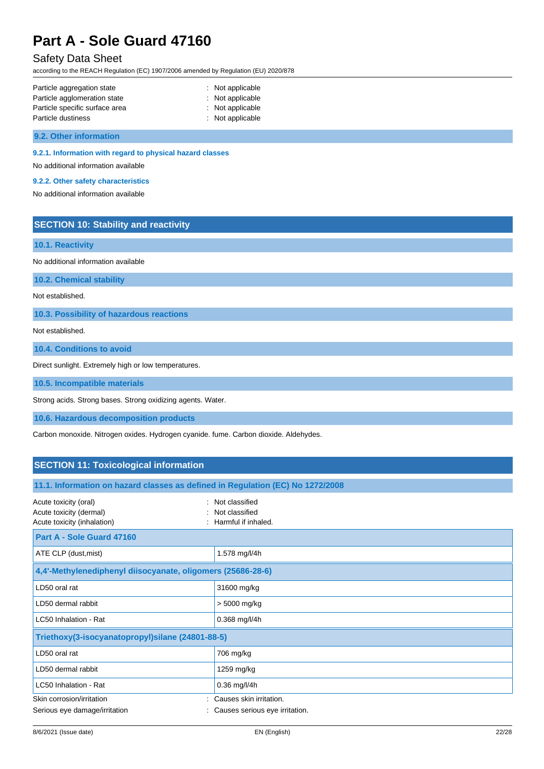| | |
|---|---|
| Particle aggregation state | : Not applicable |
| Particle agglomeration state | : Not applicable |
| Particle specific surface area | : Not applicable |
| Particle dustiness | : Not applicable |

### 9.2. Other information

#### 9.2.1. Information with regard to physical hazard classes

No additional information available

#### 9.2.2. Other safety characteristics

No additional information available

## SECTION 10: Stability and reactivity

### 10.1. Reactivity

No additional information available

### 10.2. Chemical stability

Not established.

### 10.3. Possibility of hazardous reactions

Not established.

### 10.4. Conditions to avoid

Direct sunlight. Extremely high or low temperatures.

### 10.5. Incompatible materials

Strong acids. Strong bases. Strong oxidizing agents. Water.

### 10.6. Hazardous decomposition products

Carbon monoxide. Nitrogen oxides. Hydrogen cyanide. fume. Carbon dioxide. Aldehydes.

## SECTION 11: Toxicological information

### 11.1. Information on hazard classes as defined in Regulation (EC) No 1272/2008

| | |
|---|---|
| Acute toxicity (oral) | : Not classified |
| Acute toxicity (dermal) | : Not classified |
| Acute toxicity (inhalation) | : Harmful if inhaled. |

| **Part A - Sole Guard 47160** | |
|---|---|
| ATE CLP (dust,mist) | 1.578 mg/l/4h |
| **4,4'-Methylenediphenyl diisocyanate, oligomers (25686-28-6)** | |
| LD50 oral rat | 31600 mg/kg |
| LD50 dermal rabbit | > 5000 mg/kg |
| LC50 Inhalation - Rat | 0.368 mg/l/4h |
| **Triethoxy(3-isocyanatopropyl)silane (24801-88-5)** | |
| LD50 oral rat | 706 mg/kg |
| LD50 dermal rabbit | 1259 mg/kg |
| LC50 Inhalation - Rat | 0.36 mg/l/4h |

| | |
|---|---|
| Skin corrosion/irritation | : Causes skin irritation. |
| Serious eye damage/irritation | : Causes serious eye irritation. |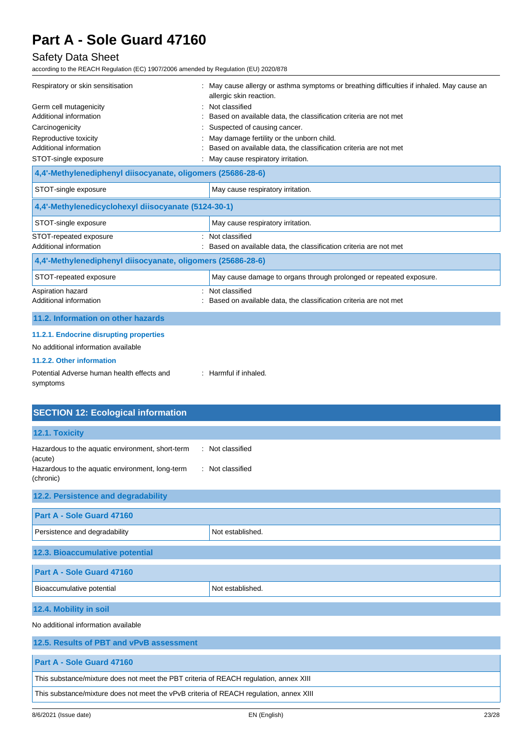| | |
|---|---|
| Respiratory or skin sensitisation | : May cause allergy or asthma symptoms or breathing difficulties if inhaled. May cause an allergic skin reaction. |
| Germ cell mutagenicity | : Not classified |
| Additional information | : Based on available data, the classification criteria are not met |
| Carcinogenicity | : Suspected of causing cancer. |
| Reproductive toxicity | : May damage fertility or the unborn child. |
| Additional information | : Based on available data, the classification criteria are not met |
| STOT-single exposure | : May cause respiratory irritation. |

| 4,4'-Methylenediphenyl diisocyanate, oligomers (25686-28-6) | |
|---|---|
| STOT-single exposure | May cause respiratory irritation. |

| 4,4'-Methylenedicyclohexyl diisocyanate (5124-30-1) | |
|---|---|
| STOT-single exposure | May cause respiratory irritation. |

| | |
|---|---|
| STOT-repeated exposure | : Not classified |
| Additional information | : Based on available data, the classification criteria are not met |

| 4,4'-Methylenediphenyl diisocyanate, oligomers (25686-28-6) | |
|---|---|
| STOT-repeated exposure | May cause damage to organs through prolonged or repeated exposure. |

| | |
|---|---|
| Aspiration hazard | : Not classified |
| Additional information | : Based on available data, the classification criteria are not met |

### 11.2. Information on other hazards

#### 11.2.1. Endocrine disrupting properties

No additional information available

#### 11.2.2. Other information

| | |
|---|---|
| Potential Adverse human health effects and symptoms | : Harmful if inhaled. |

## SECTION 12: Ecological information

### 12.1. Toxicity

| | |
|---|---|
| Hazardous to the aquatic environment, short-term (acute) | : Not classified |
| Hazardous to the aquatic environment, long-term (chronic) | : Not classified |

### 12.2. Persistence and degradability

| Part A - Sole Guard 47160 | |
|---|---|
| Persistence and degradability | Not established. |

### 12.3. Bioaccumulative potential

| Part A - Sole Guard 47160 | |
|---|---|
| Bioaccumulative potential | Not established. |

### 12.4. Mobility in soil

No additional information available

### 12.5. Results of PBT and vPvB assessment

| Part A - Sole Guard 47160 |
|---|
| This substance/mixture does not meet the PBT criteria of REACH regulation, annex XIII |
| This substance/mixture does not meet the vPvB criteria of REACH regulation, annex XIII |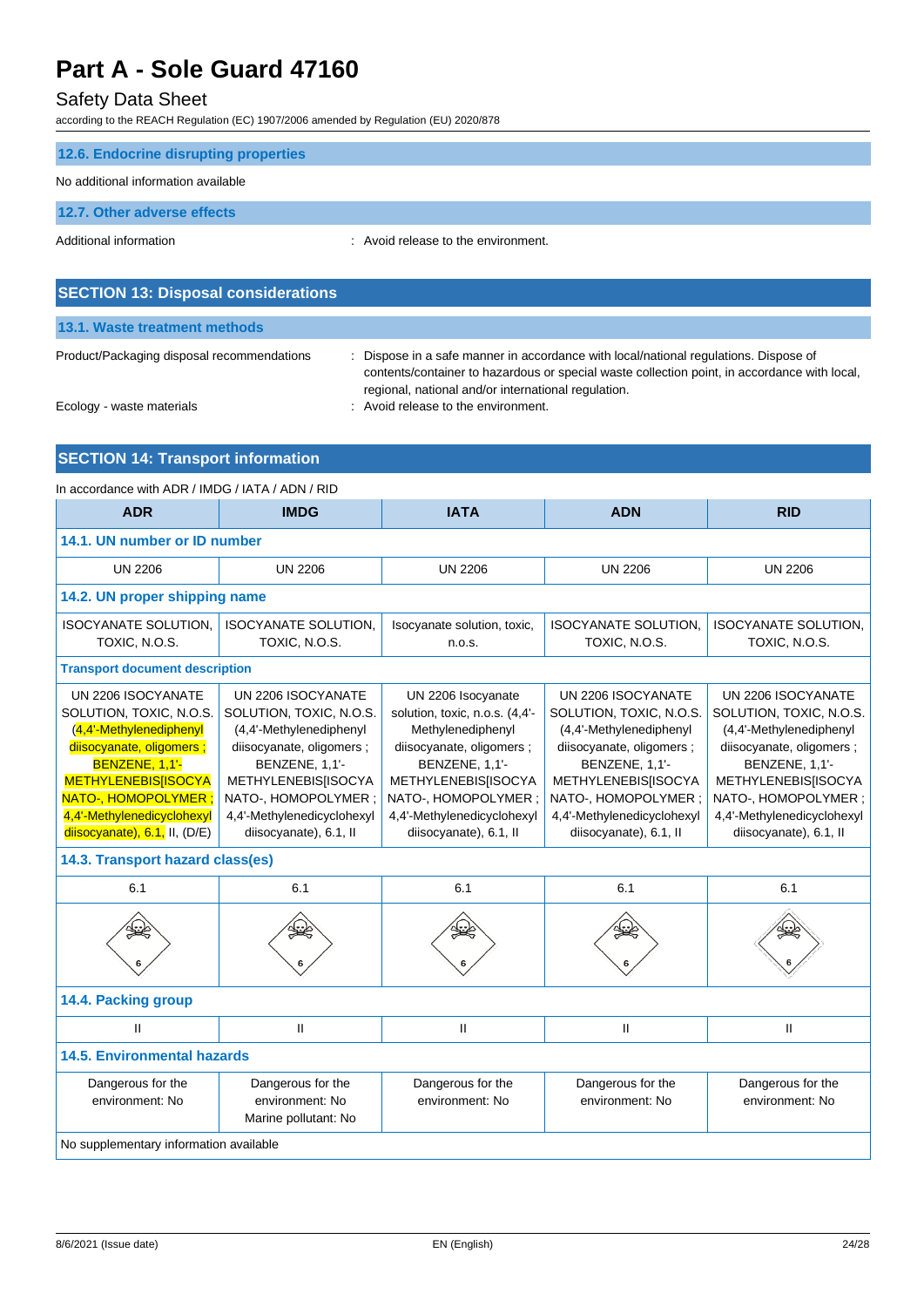### 12.6. Endocrine disrupting properties

No additional information available

### 12.7. Other adverse effects

Additional information : Avoid release to the environment.

## SECTION 13: Disposal considerations

### 13.1. Waste treatment methods

Product/Packaging disposal recommendations : Dispose in a safe manner in accordance with local/national regulations. Dispose of contents/container to hazardous or special waste collection point, in accordance with local, regional, national and/or international regulation.

Ecology - waste materials : Avoid release to the environment.

## SECTION 14: Transport information

In accordance with ADR / IMDG / IATA / ADN / RID

| ADR | IMDG | IATA | ADN | RID |
|---|---|---|---|---|
| **14.1. UN number or ID number** | | | | |
| UN 2206 | UN 2206 | UN 2206 | UN 2206 | UN 2206 |
| **14.2. UN proper shipping name** | | | | |
| ISOCYANATE SOLUTION, TOXIC, N.O.S. | ISOCYANATE SOLUTION, TOXIC, N.O.S. | Isocyanate solution, toxic, n.o.s. | ISOCYANATE SOLUTION, TOXIC, N.O.S. | ISOCYANATE SOLUTION, TOXIC, N.O.S. |
| **Transport document description** | | | | |
| UN 2206 ISOCYANATE SOLUTION, TOXIC, N.O.S. (4,4'-Methylenediphenyl diisocyanate, oligomers ; BENZENE, 1,1'-METHYLENEBIS[ISOCYANATO-, HOMOPOLYMER ; 4,4'-Methylenedicyclohexyl diisocyanate), 6.1, II, (D/E) | UN 2206 ISOCYANATE SOLUTION, TOXIC, N.O.S. (4,4'-Methylenediphenyl diisocyanate, oligomers ; BENZENE, 1,1'-METHYLENEBIS[ISOCYANATO-, HOMOPOLYMER ; 4,4'-Methylenedicyclohexyl diisocyanate), 6.1, II | UN 2206 Isocyanate solution, toxic, n.o.s. (4,4'-Methylenediphenyl diisocyanate, oligomers ; BENZENE, 1,1'-METHYLENEBIS[ISOCYANATO-, HOMOPOLYMER ; 4,4'-Methylenedicyclohexyl diisocyanate), 6.1, II | UN 2206 ISOCYANATE SOLUTION, TOXIC, N.O.S. (4,4'-Methylenediphenyl diisocyanate, oligomers ; BENZENE, 1,1'-METHYLENEBIS[ISOCYANATO-, HOMOPOLYMER ; 4,4'-Methylenedicyclohexyl diisocyanate), 6.1, II | UN 2206 ISOCYANATE SOLUTION, TOXIC, N.O.S. (4,4'-Methylenediphenyl diisocyanate, oligomers ; BENZENE, 1,1'-METHYLENEBIS[ISOCYANATO-, HOMOPOLYMER ; 4,4'-Methylenedicyclohexyl diisocyanate), 6.1, II |
| **14.3. Transport hazard class(es)** | | | | |
| 6.1 | 6.1 | 6.1 | 6.1 | 6.1 |
| **14.4. Packing group** | | | | |
| II | II | II | II | II |
| **14.5. Environmental hazards** | | | | |
| Dangerous for the environment: No | Dangerous for the environment: No<br>Marine pollutant: No | Dangerous for the environment: No | Dangerous for the environment: No | Dangerous for the environment: No |
| No supplementary information available | | | | |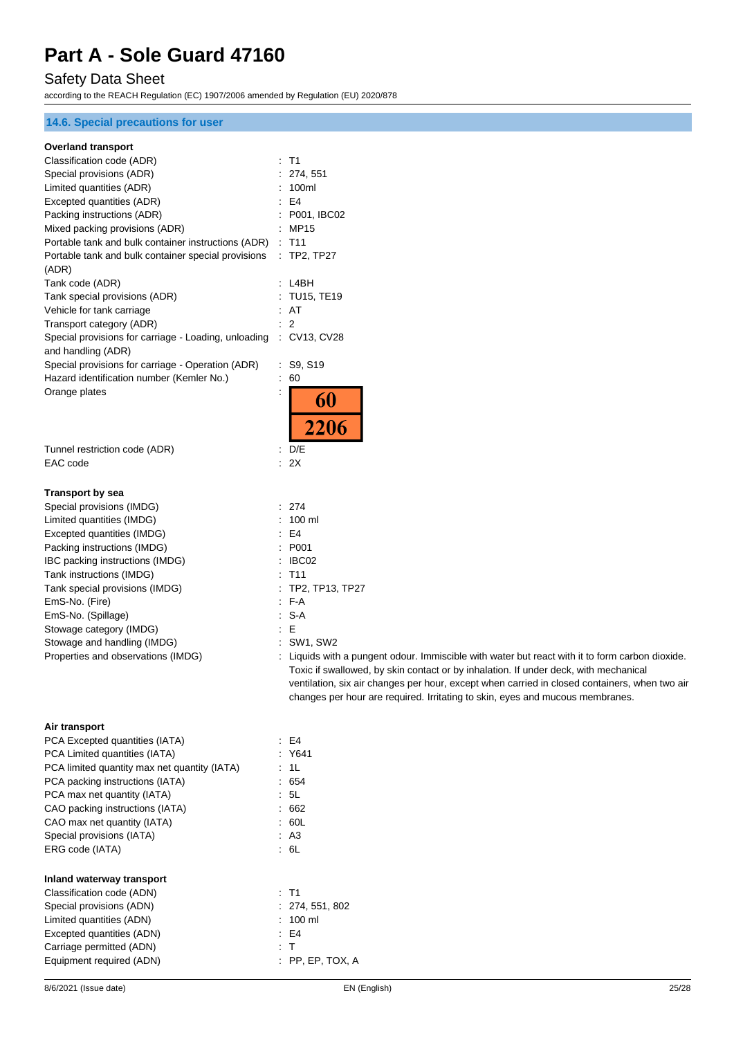### 14.6. Special precautions for user

**Overland transport**

| | |
|---|---|
| Classification code (ADR) | : T1 |
| Special provisions (ADR) | : 274, 551 |
| Limited quantities (ADR) | : 100ml |
| Excepted quantities (ADR) | : E4 |
| Packing instructions (ADR) | : P001, IBC02 |
| Mixed packing provisions (ADR) | : MP15 |
| Portable tank and bulk container instructions (ADR) | : T11 |
| Portable tank and bulk container special provisions (ADR) | : TP2, TP27 |
| Tank code (ADR) | : L4BH |
| Tank special provisions (ADR) | : TU15, TE19 |
| Vehicle for tank carriage | : AT |
| Transport category (ADR) | : 2 |
| Special provisions for carriage - Loading, unloading and handling (ADR) | : CV13, CV28 |
| Special provisions for carriage - Operation (ADR) | : S9, S19 |
| Hazard identification number (Kemler No.) | : 60 |
| Orange plates | : 60 / 2206 |
| Tunnel restriction code (ADR) | : D/E |
| EAC code | : 2X |

**Transport by sea**

| | |
|---|---|
| Special provisions (IMDG) | : 274 |
| Limited quantities (IMDG) | : 100 ml |
| Excepted quantities (IMDG) | : E4 |
| Packing instructions (IMDG) | : P001 |
| IBC packing instructions (IMDG) | : IBC02 |
| Tank instructions (IMDG) | : T11 |
| Tank special provisions (IMDG) | : TP2, TP13, TP27 |
| EmS-No. (Fire) | : F-A |
| EmS-No. (Spillage) | : S-A |
| Stowage category (IMDG) | : E |
| Stowage and handling (IMDG) | : SW1, SW2 |
| Properties and observations (IMDG) | : Liquids with a pungent odour. Immiscible with water but react with it to form carbon dioxide. Toxic if swallowed, by skin contact or by inhalation. If under deck, with mechanical ventilation, six air changes per hour, except when carried in closed containers, when two air changes per hour are required. Irritating to skin, eyes and mucous membranes. |

**Air transport**

| | |
|---|---|
| PCA Excepted quantities (IATA) | : E4 |
| PCA Limited quantities (IATA) | : Y641 |
| PCA limited quantity max net quantity (IATA) | : 1L |
| PCA packing instructions (IATA) | : 654 |
| PCA max net quantity (IATA) | : 5L |
| CAO packing instructions (IATA) | : 662 |
| CAO max net quantity (IATA) | : 60L |
| Special provisions (IATA) | : A3 |
| ERG code (IATA) | : 6L |

**Inland waterway transport**

| | |
|---|---|
| Classification code (ADN) | : T1 |
| Special provisions (ADN) | : 274, 551, 802 |
| Limited quantities (ADN) | : 100 ml |
| Excepted quantities (ADN) | : E4 |
| Carriage permitted (ADN) | : T |
| Equipment required (ADN) | : PP, EP, TOX, A |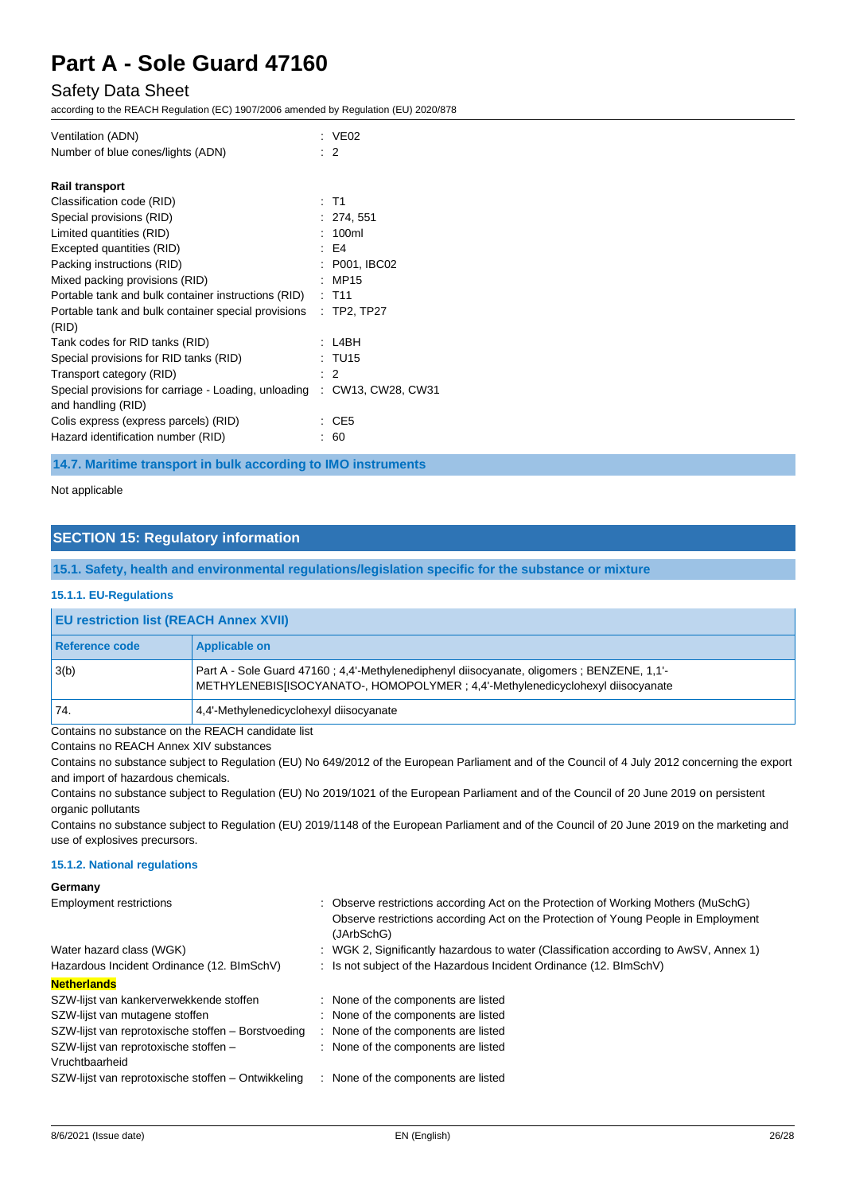| | |
|---|---|
| Ventilation (ADN) | : VE02 |
| Number of blue cones/lights (ADN) | : 2 |

**Rail transport**

| | |
|---|---|
| Classification code (RID) | : T1 |
| Special provisions (RID) | : 274, 551 |
| Limited quantities (RID) | : 100ml |
| Excepted quantities (RID) | : E4 |
| Packing instructions (RID) | : P001, IBC02 |
| Mixed packing provisions (RID) | : MP15 |
| Portable tank and bulk container instructions (RID) | : T11 |
| Portable tank and bulk container special provisions (RID) | : TP2, TP27 |
| Tank codes for RID tanks (RID) | : L4BH |
| Special provisions for RID tanks (RID) | : TU15 |
| Transport category (RID) | : 2 |
| Special provisions for carriage - Loading, unloading and handling (RID) | : CW13, CW28, CW31 |
| Colis express (express parcels) (RID) | : CE5 |
| Hazard identification number (RID) | : 60 |

### 14.7. Maritime transport in bulk according to IMO instruments

Not applicable

## SECTION 15: Regulatory information

### 15.1. Safety, health and environmental regulations/legislation specific for the substance or mixture

#### 15.1.1. EU-Regulations

**EU restriction list (REACH Annex XVII)**

| Reference code | Applicable on |
|---|---|
| 3(b) | Part A - Sole Guard 47160 ; 4,4'-Methylenediphenyl diisocyanate, oligomers ; BENZENE, 1,1'-METHYLENEBIS[ISOCYANATO-, HOMOPOLYMER ; 4,4'-Methylenedicyclohexyl diisocyanate |
| 74. | 4,4'-Methylenedicyclohexyl diisocyanate |

Contains no substance on the REACH candidate list

Contains no REACH Annex XIV substances

Contains no substance subject to Regulation (EU) No 649/2012 of the European Parliament and of the Council of 4 July 2012 concerning the export and import of hazardous chemicals.

Contains no substance subject to Regulation (EU) No 2019/1021 of the European Parliament and of the Council of 20 June 2019 on persistent organic pollutants

Contains no substance subject to Regulation (EU) 2019/1148 of the European Parliament and of the Council of 20 June 2019 on the marketing and use of explosives precursors.

#### 15.1.2. National regulations

**Germany**

| | |
|---|---|
| Employment restrictions | : Observe restrictions according Act on the Protection of Working Mothers (MuSchG)<br>Observe restrictions according Act on the Protection of Young People in Employment (JArbSchG) |
| Water hazard class (WGK) | : WGK 2, Significantly hazardous to water (Classification according to AwSV, Annex 1) |
| Hazardous Incident Ordinance (12. BImSchV) | : Is not subject of the Hazardous Incident Ordinance (12. BImSchV) |

**Netherlands**

| | |
|---|---|
| SZW-lijst van kankerverwekkende stoffen | : None of the components are listed |
| SZW-lijst van mutagene stoffen | : None of the components are listed |
| SZW-lijst van reprotoxische stoffen – Borstvoeding | : None of the components are listed |
| SZW-lijst van reprotoxische stoffen – Vruchtbaarheid | : None of the components are listed |
| SZW-lijst van reprotoxische stoffen – Ontwikkeling | : None of the components are listed |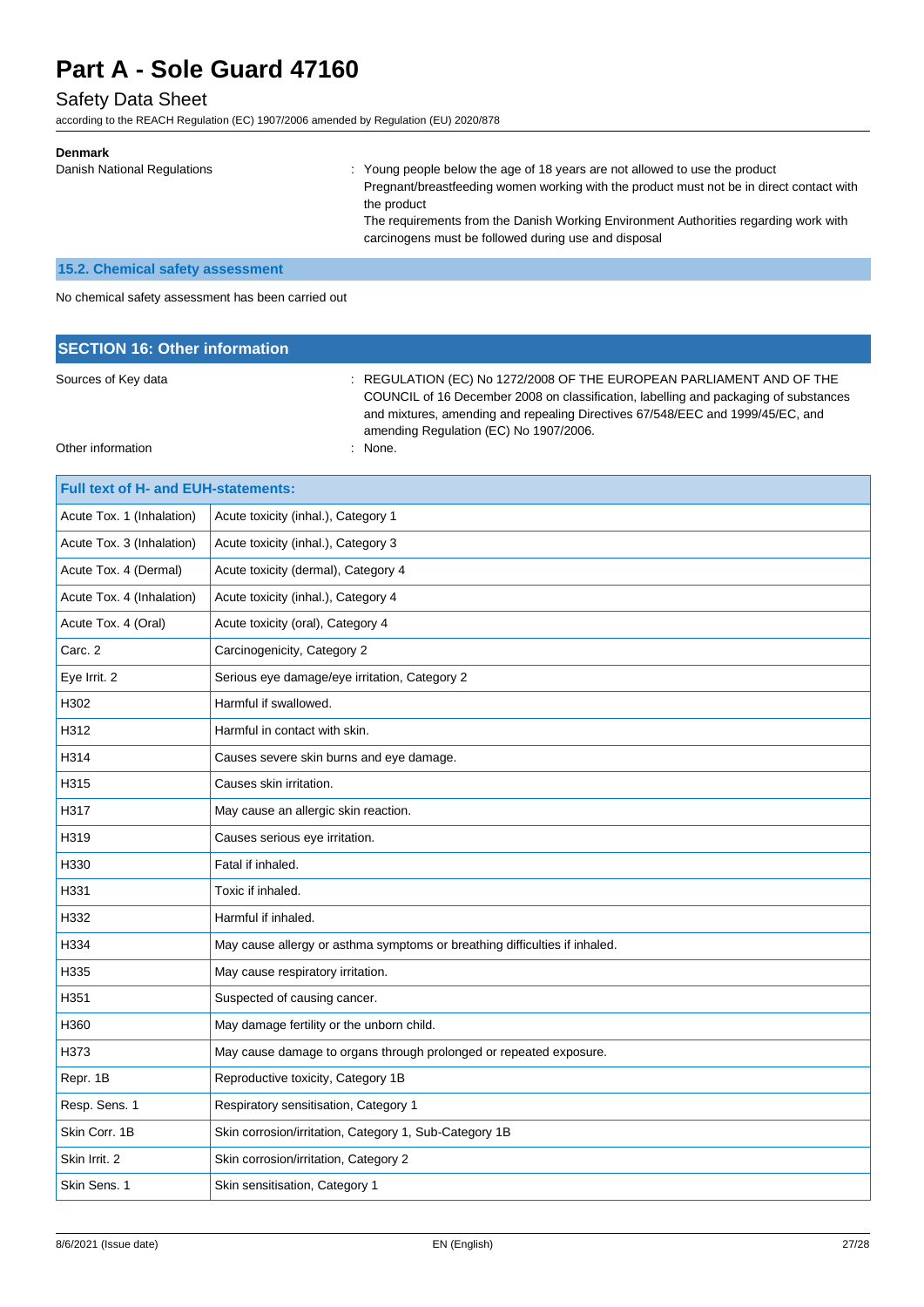**Denmark**

| | |
|---|---|
| Danish National Regulations | : Young people below the age of 18 years are not allowed to use the product<br>Pregnant/breastfeeding women working with the product must not be in direct contact with the product<br>The requirements from the Danish Working Environment Authorities regarding work with carcinogens must be followed during use and disposal |

### 15.2. Chemical safety assessment

No chemical safety assessment has been carried out

## SECTION 16: Other information

| | |
|---|---|
| Sources of Key data | : REGULATION (EC) No 1272/2008 OF THE EUROPEAN PARLIAMENT AND OF THE COUNCIL of 16 December 2008 on classification, labelling and packaging of substances and mixtures, amending and repealing Directives 67/548/EEC and 1999/45/EC, and amending Regulation (EC) No 1907/2006. |
| Other information | : None. |

| Full text of H- and EUH-statements: | |
|---|---|
| Acute Tox. 1 (Inhalation) | Acute toxicity (inhal.), Category 1 |
| Acute Tox. 3 (Inhalation) | Acute toxicity (inhal.), Category 3 |
| Acute Tox. 4 (Dermal) | Acute toxicity (dermal), Category 4 |
| Acute Tox. 4 (Inhalation) | Acute toxicity (inhal.), Category 4 |
| Acute Tox. 4 (Oral) | Acute toxicity (oral), Category 4 |
| Carc. 2 | Carcinogenicity, Category 2 |
| Eye Irrit. 2 | Serious eye damage/eye irritation, Category 2 |
| H302 | Harmful if swallowed. |
| H312 | Harmful in contact with skin. |
| H314 | Causes severe skin burns and eye damage. |
| H315 | Causes skin irritation. |
| H317 | May cause an allergic skin reaction. |
| H319 | Causes serious eye irritation. |
| H330 | Fatal if inhaled. |
| H331 | Toxic if inhaled. |
| H332 | Harmful if inhaled. |
| H334 | May cause allergy or asthma symptoms or breathing difficulties if inhaled. |
| H335 | May cause respiratory irritation. |
| H351 | Suspected of causing cancer. |
| H360 | May damage fertility or the unborn child. |
| H373 | May cause damage to organs through prolonged or repeated exposure. |
| Repr. 1B | Reproductive toxicity, Category 1B |
| Resp. Sens. 1 | Respiratory sensitisation, Category 1 |
| Skin Corr. 1B | Skin corrosion/irritation, Category 1, Sub-Category 1B |
| Skin Irrit. 2 | Skin corrosion/irritation, Category 2 |
| Skin Sens. 1 | Skin sensitisation, Category 1 |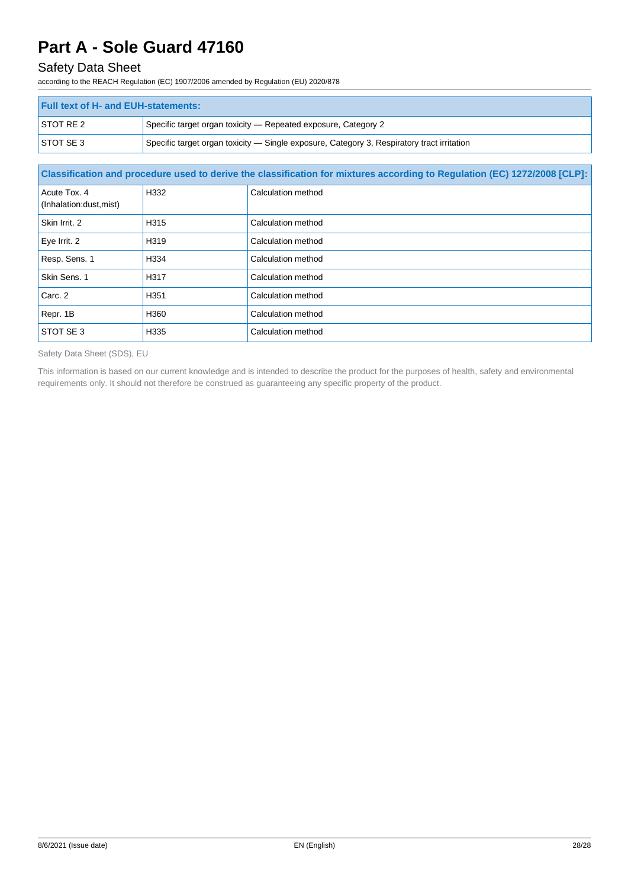| Full text of H- and EUH-statements: | |
| --- | --- |
| STOT RE 2 | Specific target organ toxicity — Repeated exposure, Category 2 |
| STOT SE 3 | Specific target organ toxicity — Single exposure, Category 3, Respiratory tract irritation |

| Classification and procedure used to derive the classification for mixtures according to Regulation (EC) 1272/2008 [CLP]: | | |
| --- | --- | --- |
| Acute Tox. 4 (Inhalation:dust,mist) | H332 | Calculation method |
| Skin Irrit. 2 | H315 | Calculation method |
| Eye Irrit. 2 | H319 | Calculation method |
| Resp. Sens. 1 | H334 | Calculation method |
| Skin Sens. 1 | H317 | Calculation method |
| Carc. 2 | H351 | Calculation method |
| Repr. 1B | H360 | Calculation method |
| STOT SE 3 | H335 | Calculation method |

Safety Data Sheet (SDS), EU

This information is based on our current knowledge and is intended to describe the product for the purposes of health, safety and environmental requirements only. It should not therefore be construed as guaranteeing any specific property of the product.